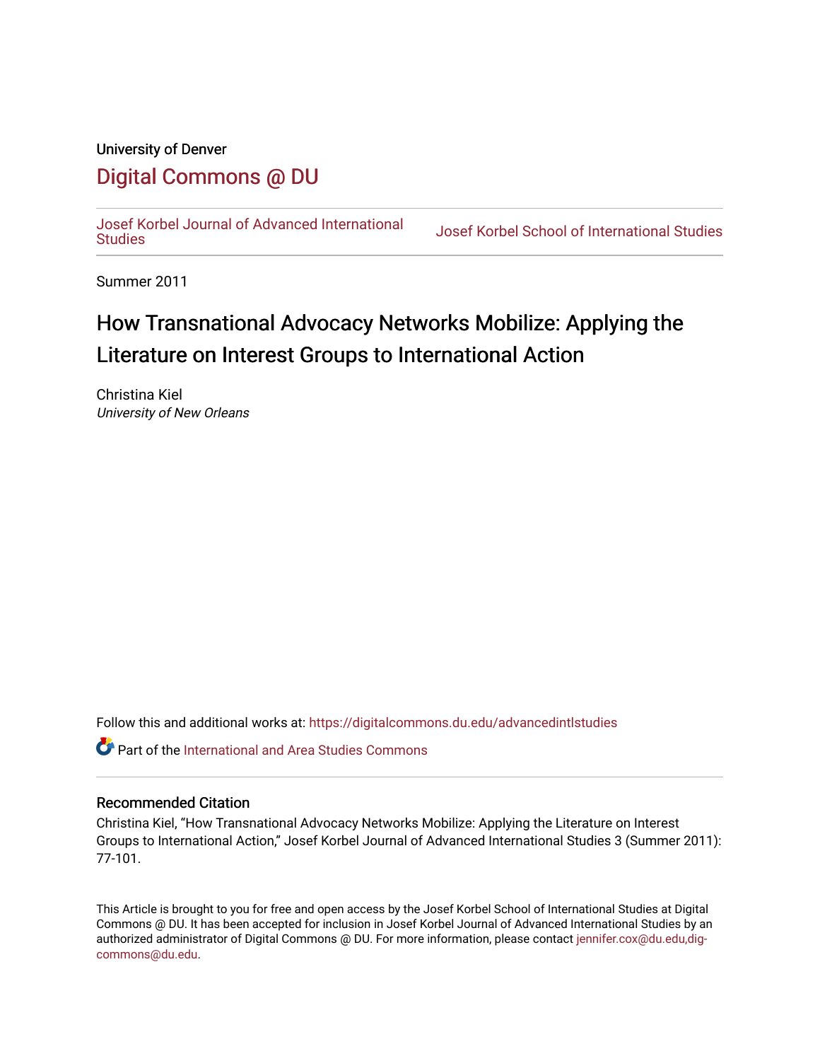University of Denver

## Digital Commons @ DU

Josef Korbel Journal of Advanced International Studies | Josef Korbel School of International Studies

Summer 2011

# How Transnational Advocacy Networks Mobilize: Applying the Literature on Interest Groups to International Action

Christina Kiel
*University of New Orleans*

Follow this and additional works at: https://digitalcommons.du.edu/advancedintlstudies

Part of the International and Area Studies Commons

### Recommended Citation

Christina Kiel, "How Transnational Advocacy Networks Mobilize: Applying the Literature on Interest Groups to International Action," Josef Korbel Journal of Advanced International Studies 3 (Summer 2011): 77-101.

This Article is brought to you for free and open access by the Josef Korbel School of International Studies at Digital Commons @ DU. It has been accepted for inclusion in Josef Korbel Journal of Advanced International Studies by an authorized administrator of Digital Commons @ DU. For more information, please contact jennifer.cox@du.edu,dig-commons@du.edu.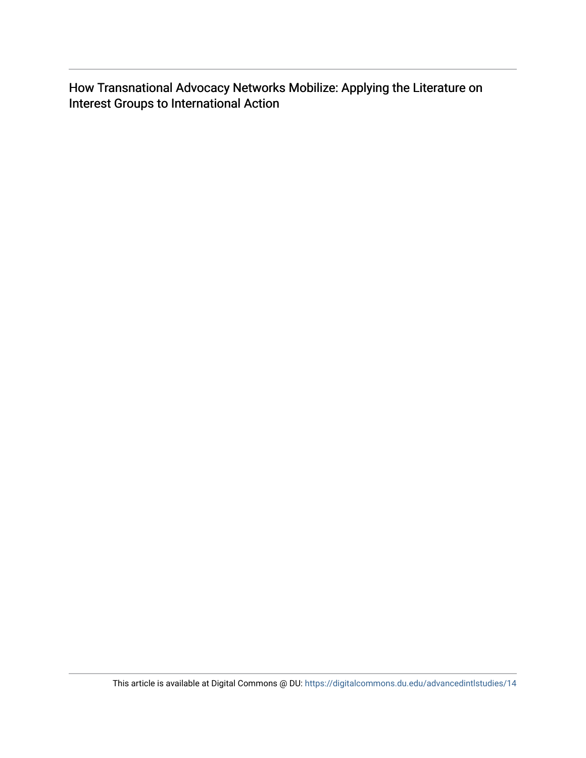How Transnational Advocacy Networks Mobilize: Applying the Literature on Interest Groups to International Action

This article is available at Digital Commons @ DU: https://digitalcommons.du.edu/advancedintlstudies/14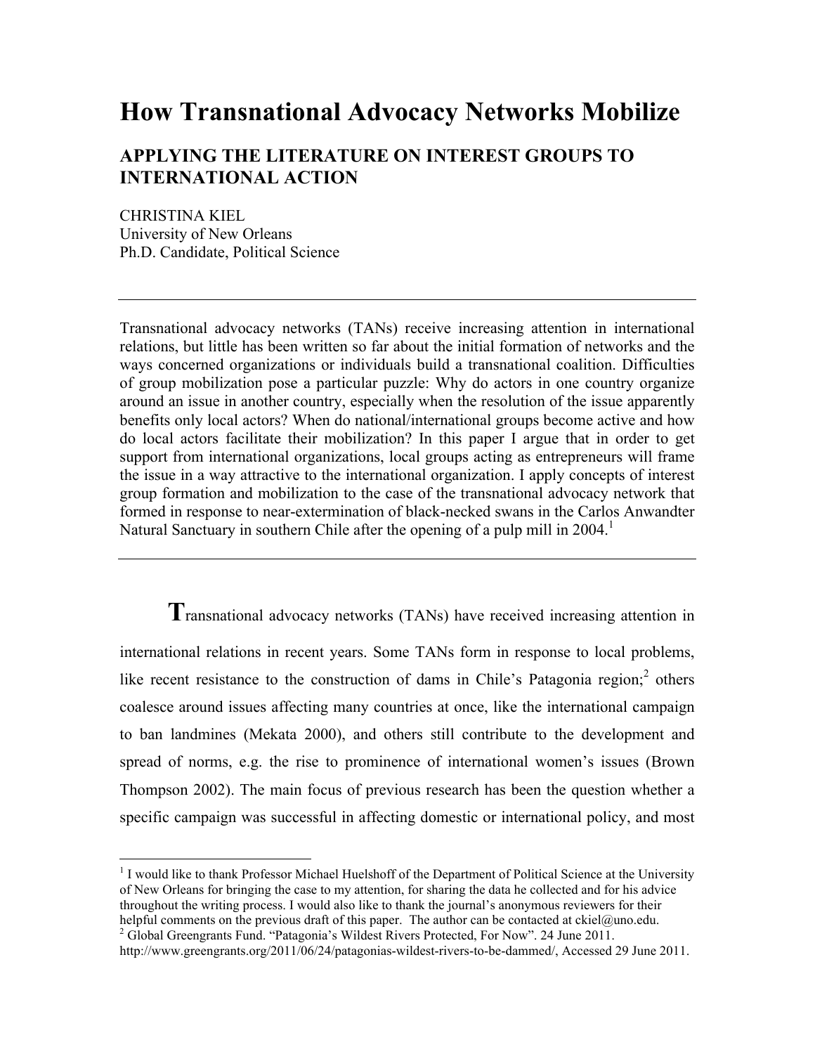# How Transnational Advocacy Networks Mobilize

## APPLYING THE LITERATURE ON INTEREST GROUPS TO INTERNATIONAL ACTION

CHRISTINA KIEL
University of New Orleans
Ph.D. Candidate, Political Science

---

Transnational advocacy networks (TANs) receive increasing attention in international relations, but little has been written so far about the initial formation of networks and the ways concerned organizations or individuals build a transnational coalition. Difficulties of group mobilization pose a particular puzzle: Why do actors in one country organize around an issue in another country, especially when the resolution of the issue apparently benefits only local actors? When do national/international groups become active and how do local actors facilitate their mobilization? In this paper I argue that in order to get support from international organizations, local groups acting as entrepreneurs will frame the issue in a way attractive to the international organization. I apply concepts of interest group formation and mobilization to the case of the transnational advocacy network that formed in response to near-extermination of black-necked swans in the Carlos Anwandter Natural Sanctuary in southern Chile after the opening of a pulp mill in 2004.[1]

---

**T**ransnational advocacy networks (TANs) have received increasing attention in international relations in recent years. Some TANs form in response to local problems, like recent resistance to the construction of dams in Chile's Patagonia region;[2] others coalesce around issues affecting many countries at once, like the international campaign to ban landmines (Mekata 2000), and others still contribute to the development and spread of norms, e.g. the rise to prominence of international women's issues (Brown Thompson 2002). The main focus of previous research has been the question whether a specific campaign was successful in affecting domestic or international policy, and most

[1] I would like to thank Professor Michael Huelshoff of the Department of Political Science at the University of New Orleans for bringing the case to my attention, for sharing the data he collected and for his advice throughout the writing process. I would also like to thank the journal's anonymous reviewers for their helpful comments on the previous draft of this paper. The author can be contacted at ckiel@uno.edu.

[2] Global Greengrants Fund. "Patagonia's Wildest Rivers Protected, For Now". 24 June 2011. http://www.greengrants.org/2011/06/24/patagonias-wildest-rivers-to-be-dammed/, Accessed 29 June 2011.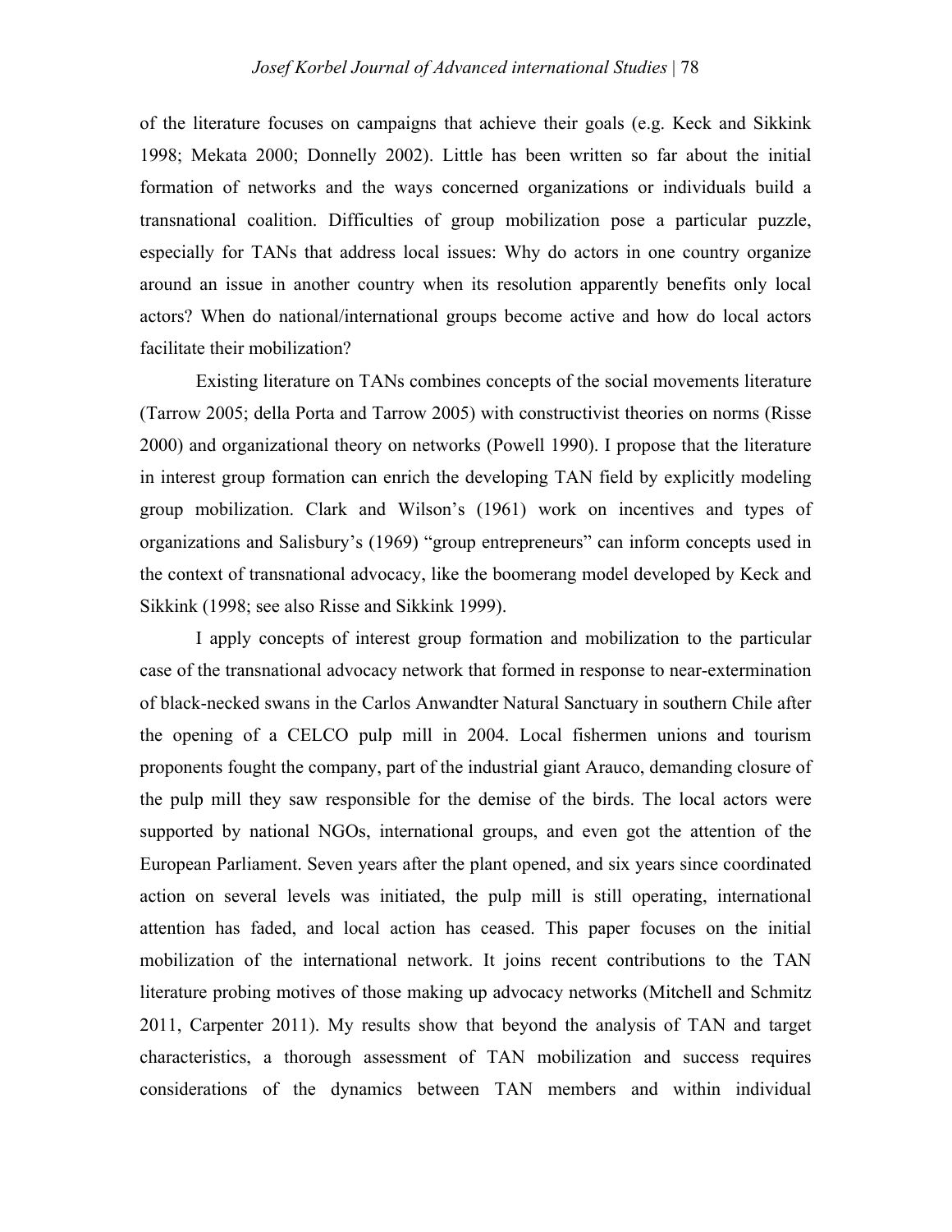of the literature focuses on campaigns that achieve their goals (e.g. Keck and Sikkink 1998; Mekata 2000; Donnelly 2002). Little has been written so far about the initial formation of networks and the ways concerned organizations or individuals build a transnational coalition. Difficulties of group mobilization pose a particular puzzle, especially for TANs that address local issues: Why do actors in one country organize around an issue in another country when its resolution apparently benefits only local actors? When do national/international groups become active and how do local actors facilitate their mobilization?

Existing literature on TANs combines concepts of the social movements literature (Tarrow 2005; della Porta and Tarrow 2005) with constructivist theories on norms (Risse 2000) and organizational theory on networks (Powell 1990). I propose that the literature in interest group formation can enrich the developing TAN field by explicitly modeling group mobilization. Clark and Wilson's (1961) work on incentives and types of organizations and Salisbury's (1969) "group entrepreneurs" can inform concepts used in the context of transnational advocacy, like the boomerang model developed by Keck and Sikkink (1998; see also Risse and Sikkink 1999).

I apply concepts of interest group formation and mobilization to the particular case of the transnational advocacy network that formed in response to near-extermination of black-necked swans in the Carlos Anwandter Natural Sanctuary in southern Chile after the opening of a CELCO pulp mill in 2004. Local fishermen unions and tourism proponents fought the company, part of the industrial giant Arauco, demanding closure of the pulp mill they saw responsible for the demise of the birds. The local actors were supported by national NGOs, international groups, and even got the attention of the European Parliament. Seven years after the plant opened, and six years since coordinated action on several levels was initiated, the pulp mill is still operating, international attention has faded, and local action has ceased. This paper focuses on the initial mobilization of the international network. It joins recent contributions to the TAN literature probing motives of those making up advocacy networks (Mitchell and Schmitz 2011, Carpenter 2011). My results show that beyond the analysis of TAN and target characteristics, a thorough assessment of TAN mobilization and success requires considerations of the dynamics between TAN members and within individual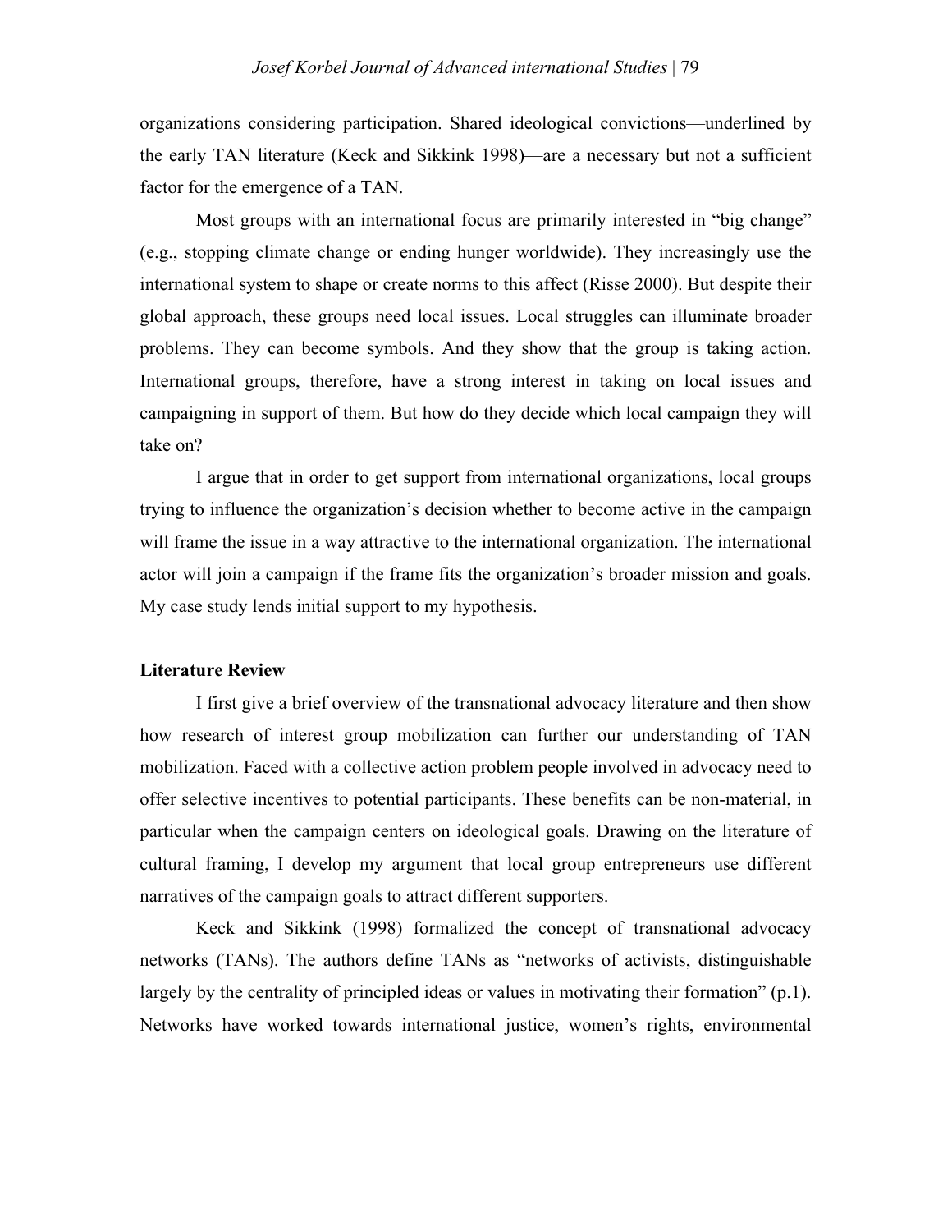organizations considering participation. Shared ideological convictions—underlined by the early TAN literature (Keck and Sikkink 1998)—are a necessary but not a sufficient factor for the emergence of a TAN.

Most groups with an international focus are primarily interested in "big change" (e.g., stopping climate change or ending hunger worldwide). They increasingly use the international system to shape or create norms to this affect (Risse 2000). But despite their global approach, these groups need local issues. Local struggles can illuminate broader problems. They can become symbols. And they show that the group is taking action. International groups, therefore, have a strong interest in taking on local issues and campaigning in support of them. But how do they decide which local campaign they will take on?

I argue that in order to get support from international organizations, local groups trying to influence the organization's decision whether to become active in the campaign will frame the issue in a way attractive to the international organization. The international actor will join a campaign if the frame fits the organization's broader mission and goals. My case study lends initial support to my hypothesis.

**Literature Review**

I first give a brief overview of the transnational advocacy literature and then show how research of interest group mobilization can further our understanding of TAN mobilization. Faced with a collective action problem people involved in advocacy need to offer selective incentives to potential participants. These benefits can be non-material, in particular when the campaign centers on ideological goals. Drawing on the literature of cultural framing, I develop my argument that local group entrepreneurs use different narratives of the campaign goals to attract different supporters.

Keck and Sikkink (1998) formalized the concept of transnational advocacy networks (TANs). The authors define TANs as "networks of activists, distinguishable largely by the centrality of principled ideas or values in motivating their formation" (p.1). Networks have worked towards international justice, women's rights, environmental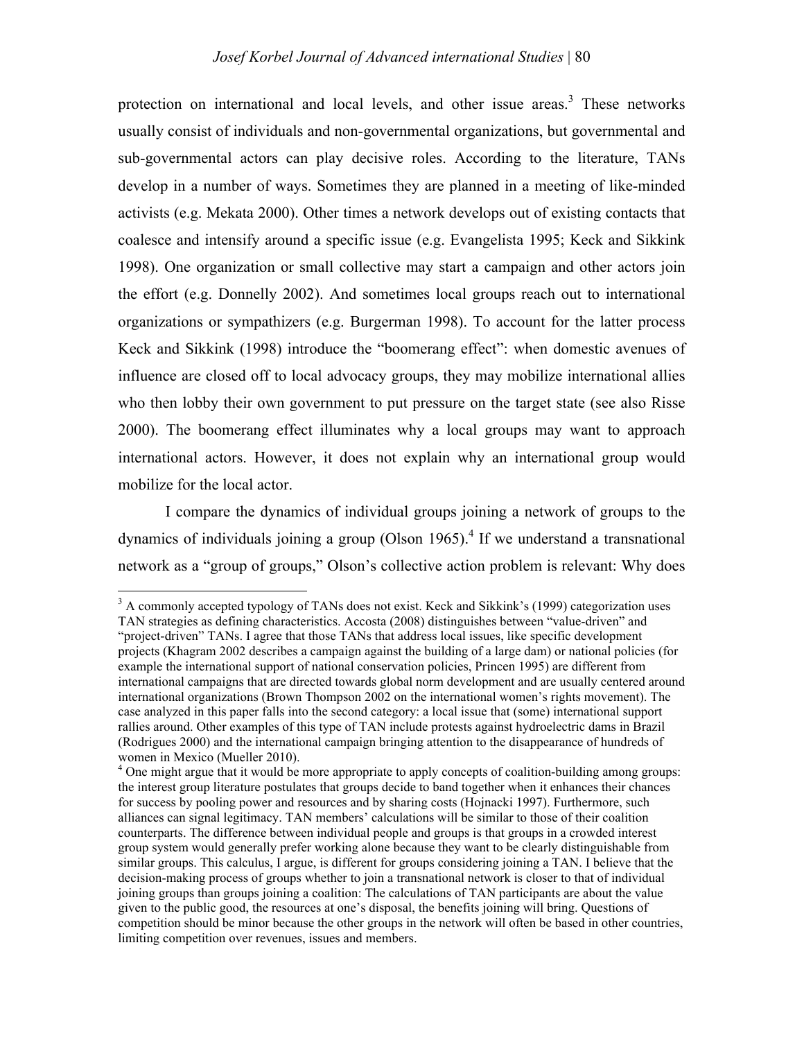protection on international and local levels, and other issue areas.[3] These networks usually consist of individuals and non-governmental organizations, but governmental and sub-governmental actors can play decisive roles. According to the literature, TANs develop in a number of ways. Sometimes they are planned in a meeting of like-minded activists (e.g. Mekata 2000). Other times a network develops out of existing contacts that coalesce and intensify around a specific issue (e.g. Evangelista 1995; Keck and Sikkink 1998). One organization or small collective may start a campaign and other actors join the effort (e.g. Donnelly 2002). And sometimes local groups reach out to international organizations or sympathizers (e.g. Burgerman 1998). To account for the latter process Keck and Sikkink (1998) introduce the "boomerang effect": when domestic avenues of influence are closed off to local advocacy groups, they may mobilize international allies who then lobby their own government to put pressure on the target state (see also Risse 2000). The boomerang effect illuminates why a local groups may want to approach international actors. However, it does not explain why an international group would mobilize for the local actor.

I compare the dynamics of individual groups joining a network of groups to the dynamics of individuals joining a group (Olson 1965).[4] If we understand a transnational network as a "group of groups," Olson's collective action problem is relevant: Why does

---

[3] A commonly accepted typology of TANs does not exist. Keck and Sikkink's (1999) categorization uses TAN strategies as defining characteristics. Accosta (2008) distinguishes between "value-driven" and "project-driven" TANs. I agree that those TANs that address local issues, like specific development projects (Khagram 2002 describes a campaign against the building of a large dam) or national policies (for example the international support of national conservation policies, Princen 1995) are different from international campaigns that are directed towards global norm development and are usually centered around international organizations (Brown Thompson 2002 on the international women's rights movement). The case analyzed in this paper falls into the second category: a local issue that (some) international support rallies around. Other examples of this type of TAN include protests against hydroelectric dams in Brazil (Rodrigues 2000) and the international campaign bringing attention to the disappearance of hundreds of women in Mexico (Mueller 2010).

[4] One might argue that it would be more appropriate to apply concepts of coalition-building among groups: the interest group literature postulates that groups decide to band together when it enhances their chances for success by pooling power and resources and by sharing costs (Hojnacki 1997). Furthermore, such alliances can signal legitimacy. TAN members' calculations will be similar to those of their coalition counterparts. The difference between individual people and groups is that groups in a crowded interest group system would generally prefer working alone because they want to be clearly distinguishable from similar groups. This calculus, I argue, is different for groups considering joining a TAN. I believe that the decision-making process of groups whether to join a transnational network is closer to that of individual joining groups than groups joining a coalition: The calculations of TAN participants are about the value given to the public good, the resources at one's disposal, the benefits joining will bring. Questions of competition should be minor because the other groups in the network will often be based in other countries, limiting competition over revenues, issues and members.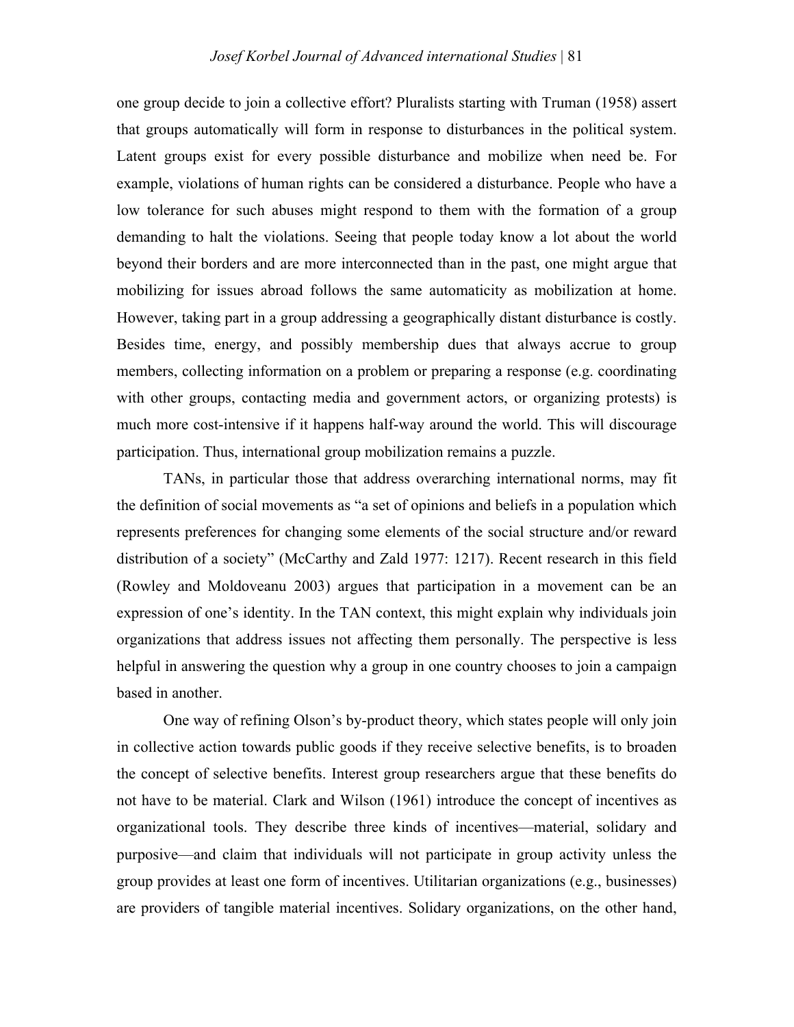one group decide to join a collective effort? Pluralists starting with Truman (1958) assert that groups automatically will form in response to disturbances in the political system. Latent groups exist for every possible disturbance and mobilize when need be. For example, violations of human rights can be considered a disturbance. People who have a low tolerance for such abuses might respond to them with the formation of a group demanding to halt the violations. Seeing that people today know a lot about the world beyond their borders and are more interconnected than in the past, one might argue that mobilizing for issues abroad follows the same automaticity as mobilization at home. However, taking part in a group addressing a geographically distant disturbance is costly. Besides time, energy, and possibly membership dues that always accrue to group members, collecting information on a problem or preparing a response (e.g. coordinating with other groups, contacting media and government actors, or organizing protests) is much more cost-intensive if it happens half-way around the world. This will discourage participation. Thus, international group mobilization remains a puzzle.

TANs, in particular those that address overarching international norms, may fit the definition of social movements as "a set of opinions and beliefs in a population which represents preferences for changing some elements of the social structure and/or reward distribution of a society" (McCarthy and Zald 1977: 1217). Recent research in this field (Rowley and Moldoveanu 2003) argues that participation in a movement can be an expression of one's identity. In the TAN context, this might explain why individuals join organizations that address issues not affecting them personally. The perspective is less helpful in answering the question why a group in one country chooses to join a campaign based in another.

One way of refining Olson's by-product theory, which states people will only join in collective action towards public goods if they receive selective benefits, is to broaden the concept of selective benefits. Interest group researchers argue that these benefits do not have to be material. Clark and Wilson (1961) introduce the concept of incentives as organizational tools. They describe three kinds of incentives—material, solidary and purposive—and claim that individuals will not participate in group activity unless the group provides at least one form of incentives. Utilitarian organizations (e.g., businesses) are providers of tangible material incentives. Solidary organizations, on the other hand,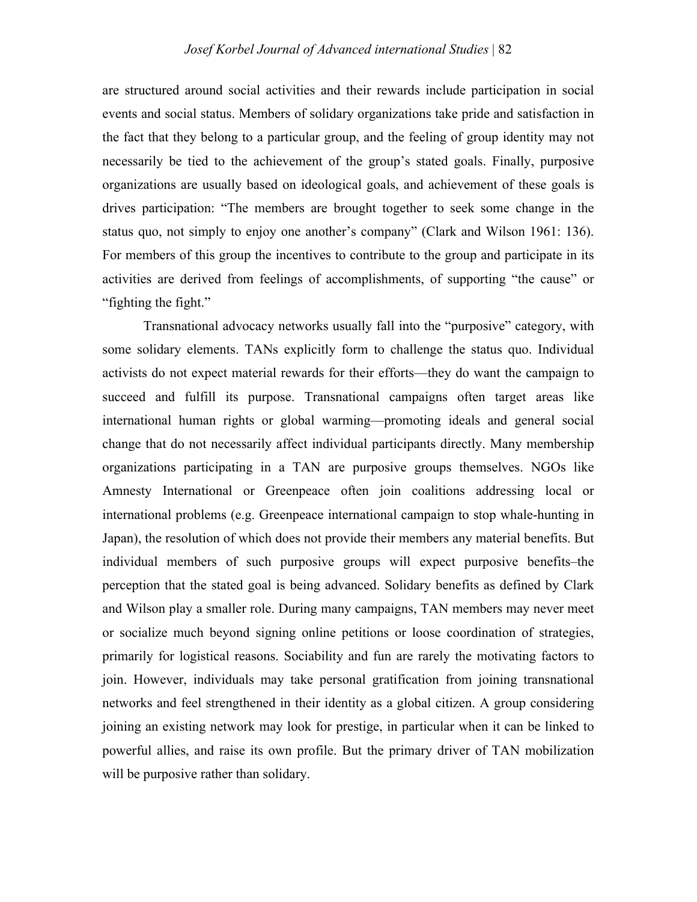are structured around social activities and their rewards include participation in social events and social status. Members of solidary organizations take pride and satisfaction in the fact that they belong to a particular group, and the feeling of group identity may not necessarily be tied to the achievement of the group's stated goals. Finally, purposive organizations are usually based on ideological goals, and achievement of these goals is drives participation: "The members are brought together to seek some change in the status quo, not simply to enjoy one another's company" (Clark and Wilson 1961: 136). For members of this group the incentives to contribute to the group and participate in its activities are derived from feelings of accomplishments, of supporting "the cause" or "fighting the fight."

Transnational advocacy networks usually fall into the "purposive" category, with some solidary elements. TANs explicitly form to challenge the status quo. Individual activists do not expect material rewards for their efforts—they do want the campaign to succeed and fulfill its purpose. Transnational campaigns often target areas like international human rights or global warming—promoting ideals and general social change that do not necessarily affect individual participants directly. Many membership organizations participating in a TAN are purposive groups themselves. NGOs like Amnesty International or Greenpeace often join coalitions addressing local or international problems (e.g. Greenpeace international campaign to stop whale-hunting in Japan), the resolution of which does not provide their members any material benefits. But individual members of such purposive groups will expect purposive benefits–the perception that the stated goal is being advanced. Solidary benefits as defined by Clark and Wilson play a smaller role. During many campaigns, TAN members may never meet or socialize much beyond signing online petitions or loose coordination of strategies, primarily for logistical reasons. Sociability and fun are rarely the motivating factors to join. However, individuals may take personal gratification from joining transnational networks and feel strengthened in their identity as a global citizen. A group considering joining an existing network may look for prestige, in particular when it can be linked to powerful allies, and raise its own profile. But the primary driver of TAN mobilization will be purposive rather than solidary.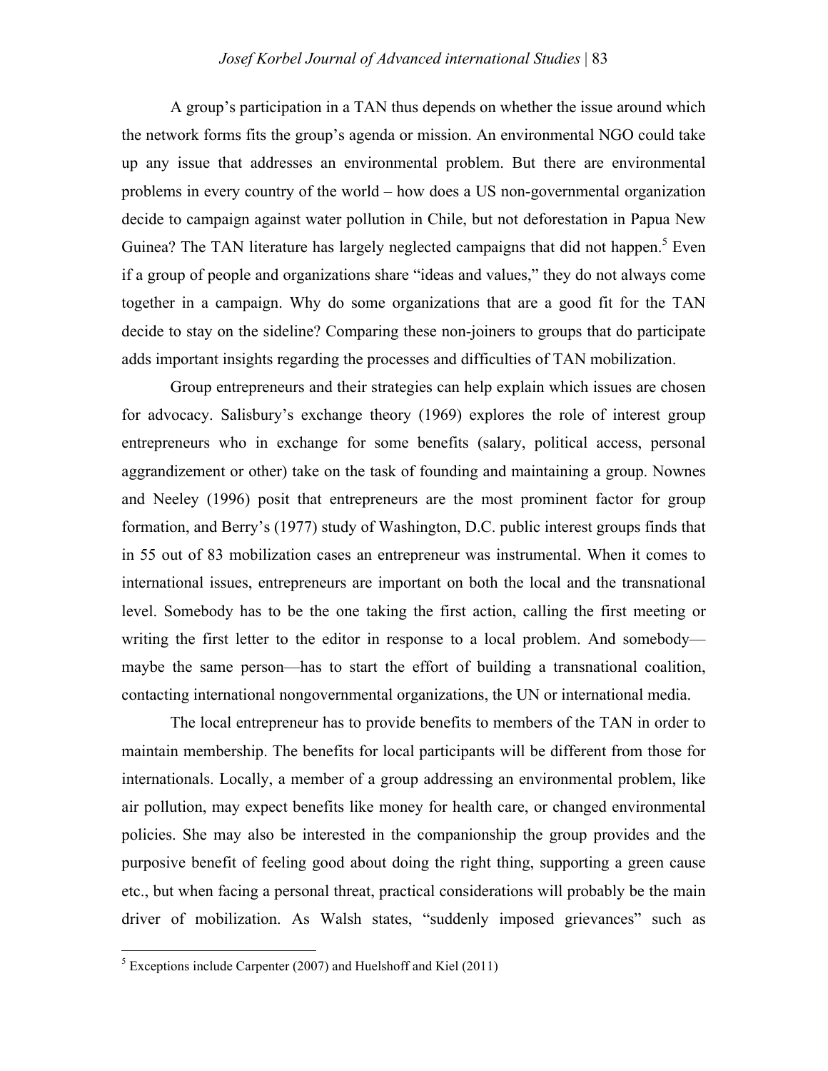A group's participation in a TAN thus depends on whether the issue around which the network forms fits the group's agenda or mission. An environmental NGO could take up any issue that addresses an environmental problem. But there are environmental problems in every country of the world – how does a US non-governmental organization decide to campaign against water pollution in Chile, but not deforestation in Papua New Guinea? The TAN literature has largely neglected campaigns that did not happen.[5] Even if a group of people and organizations share "ideas and values," they do not always come together in a campaign. Why do some organizations that are a good fit for the TAN decide to stay on the sideline? Comparing these non-joiners to groups that do participate adds important insights regarding the processes and difficulties of TAN mobilization.

Group entrepreneurs and their strategies can help explain which issues are chosen for advocacy. Salisbury's exchange theory (1969) explores the role of interest group entrepreneurs who in exchange for some benefits (salary, political access, personal aggrandizement or other) take on the task of founding and maintaining a group. Nownes and Neeley (1996) posit that entrepreneurs are the most prominent factor for group formation, and Berry's (1977) study of Washington, D.C. public interest groups finds that in 55 out of 83 mobilization cases an entrepreneur was instrumental. When it comes to international issues, entrepreneurs are important on both the local and the transnational level. Somebody has to be the one taking the first action, calling the first meeting or writing the first letter to the editor in response to a local problem. And somebody—maybe the same person—has to start the effort of building a transnational coalition, contacting international nongovernmental organizations, the UN or international media.

The local entrepreneur has to provide benefits to members of the TAN in order to maintain membership. The benefits for local participants will be different from those for internationals. Locally, a member of a group addressing an environmental problem, like air pollution, may expect benefits like money for health care, or changed environmental policies. She may also be interested in the companionship the group provides and the purposive benefit of feeling good about doing the right thing, supporting a green cause etc., but when facing a personal threat, practical considerations will probably be the main driver of mobilization. As Walsh states, "suddenly imposed grievances" such as

[5] Exceptions include Carpenter (2007) and Huelshoff and Kiel (2011)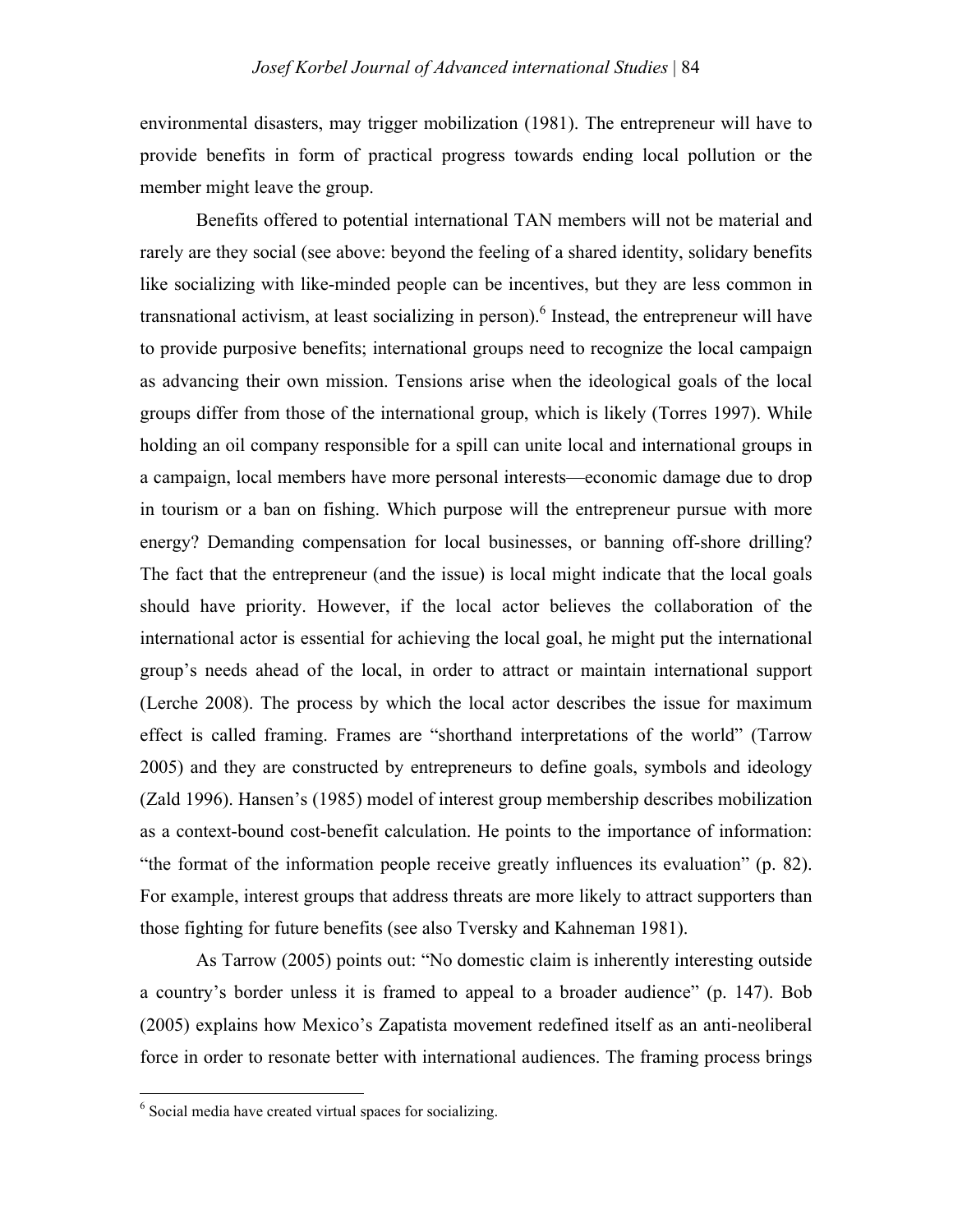environmental disasters, may trigger mobilization (1981). The entrepreneur will have to provide benefits in form of practical progress towards ending local pollution or the member might leave the group.

Benefits offered to potential international TAN members will not be material and rarely are they social (see above: beyond the feeling of a shared identity, solidary benefits like socializing with like-minded people can be incentives, but they are less common in transnational activism, at least socializing in person).[6] Instead, the entrepreneur will have to provide purposive benefits; international groups need to recognize the local campaign as advancing their own mission. Tensions arise when the ideological goals of the local groups differ from those of the international group, which is likely (Torres 1997). While holding an oil company responsible for a spill can unite local and international groups in a campaign, local members have more personal interests—economic damage due to drop in tourism or a ban on fishing. Which purpose will the entrepreneur pursue with more energy? Demanding compensation for local businesses, or banning off-shore drilling? The fact that the entrepreneur (and the issue) is local might indicate that the local goals should have priority. However, if the local actor believes the collaboration of the international actor is essential for achieving the local goal, he might put the international group's needs ahead of the local, in order to attract or maintain international support (Lerche 2008). The process by which the local actor describes the issue for maximum effect is called framing. Frames are "shorthand interpretations of the world" (Tarrow 2005) and they are constructed by entrepreneurs to define goals, symbols and ideology (Zald 1996). Hansen's (1985) model of interest group membership describes mobilization as a context-bound cost-benefit calculation. He points to the importance of information: "the format of the information people receive greatly influences its evaluation" (p. 82). For example, interest groups that address threats are more likely to attract supporters than those fighting for future benefits (see also Tversky and Kahneman 1981).

As Tarrow (2005) points out: "No domestic claim is inherently interesting outside a country's border unless it is framed to appeal to a broader audience" (p. 147). Bob (2005) explains how Mexico's Zapatista movement redefined itself as an anti-neoliberal force in order to resonate better with international audiences. The framing process brings

---

[6] Social media have created virtual spaces for socializing.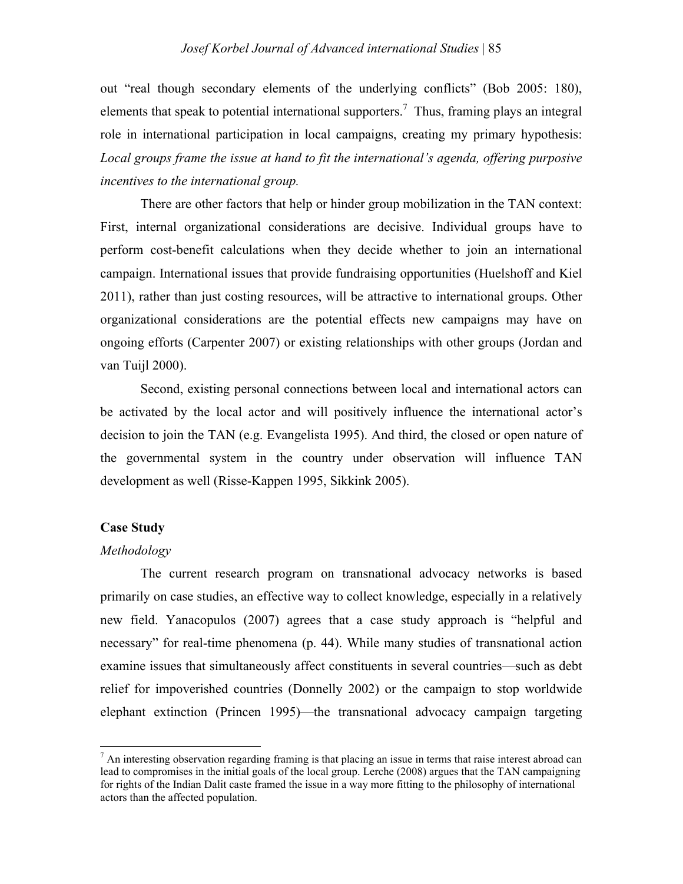out "real though secondary elements of the underlying conflicts" (Bob 2005: 180), elements that speak to potential international supporters.[7] Thus, framing plays an integral role in international participation in local campaigns, creating my primary hypothesis: *Local groups frame the issue at hand to fit the international's agenda, offering purposive incentives to the international group.*

There are other factors that help or hinder group mobilization in the TAN context: First, internal organizational considerations are decisive. Individual groups have to perform cost-benefit calculations when they decide whether to join an international campaign. International issues that provide fundraising opportunities (Huelshoff and Kiel 2011), rather than just costing resources, will be attractive to international groups. Other organizational considerations are the potential effects new campaigns may have on ongoing efforts (Carpenter 2007) or existing relationships with other groups (Jordan and van Tuijl 2000).

Second, existing personal connections between local and international actors can be activated by the local actor and will positively influence the international actor's decision to join the TAN (e.g. Evangelista 1995). And third, the closed or open nature of the governmental system in the country under observation will influence TAN development as well (Risse-Kappen 1995, Sikkink 2005).

## Case Study

### *Methodology*

The current research program on transnational advocacy networks is based primarily on case studies, an effective way to collect knowledge, especially in a relatively new field. Yanacopulos (2007) agrees that a case study approach is "helpful and necessary" for real-time phenomena (p. 44). While many studies of transnational action examine issues that simultaneously affect constituents in several countries—such as debt relief for impoverished countries (Donnelly 2002) or the campaign to stop worldwide elephant extinction (Princen 1995)—the transnational advocacy campaign targeting

---

[7] An interesting observation regarding framing is that placing an issue in terms that raise interest abroad can lead to compromises in the initial goals of the local group. Lerche (2008) argues that the TAN campaigning for rights of the Indian Dalit caste framed the issue in a way more fitting to the philosophy of international actors than the affected population.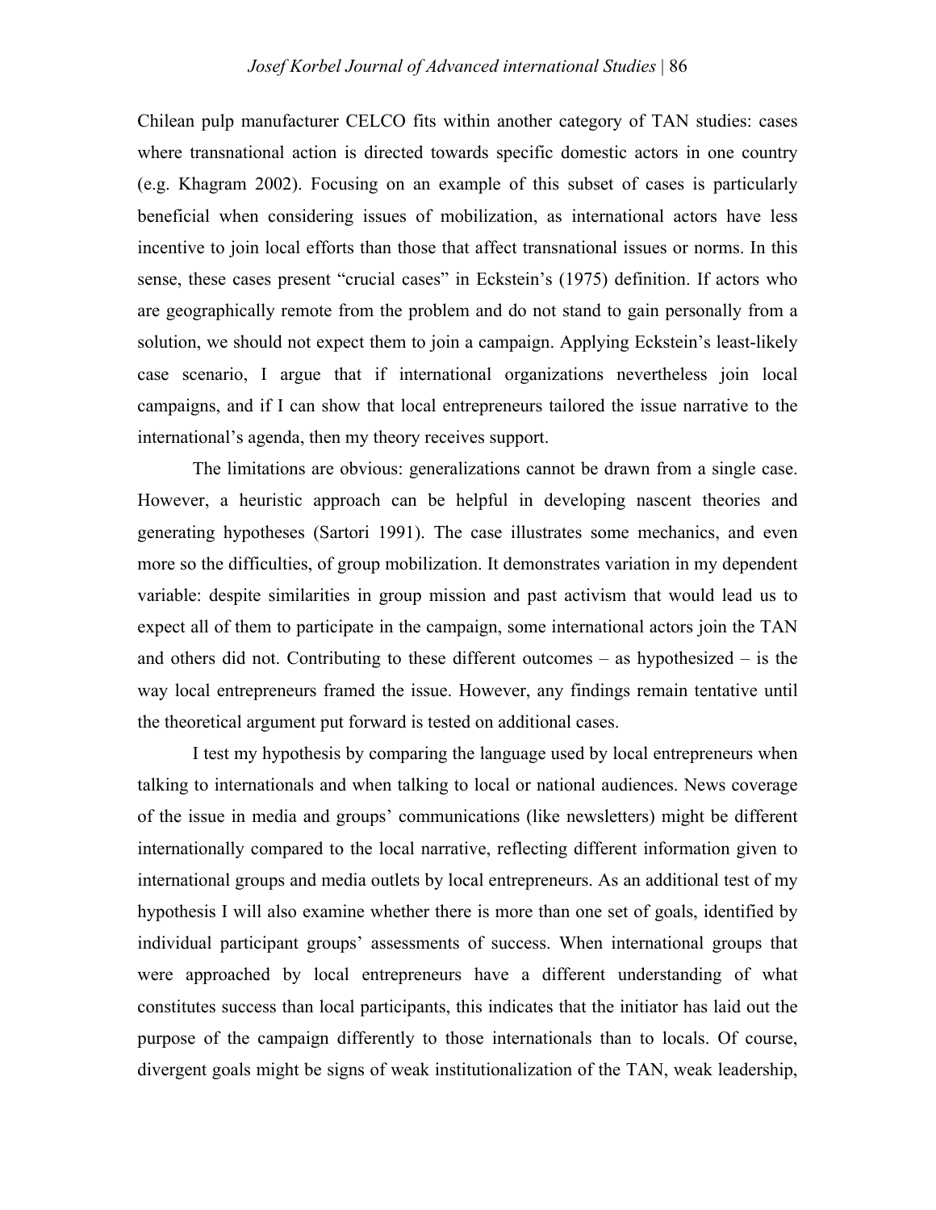Chilean pulp manufacturer CELCO fits within another category of TAN studies: cases where transnational action is directed towards specific domestic actors in one country (e.g. Khagram 2002). Focusing on an example of this subset of cases is particularly beneficial when considering issues of mobilization, as international actors have less incentive to join local efforts than those that affect transnational issues or norms. In this sense, these cases present "crucial cases" in Eckstein's (1975) definition. If actors who are geographically remote from the problem and do not stand to gain personally from a solution, we should not expect them to join a campaign. Applying Eckstein's least-likely case scenario, I argue that if international organizations nevertheless join local campaigns, and if I can show that local entrepreneurs tailored the issue narrative to the international's agenda, then my theory receives support.

The limitations are obvious: generalizations cannot be drawn from a single case. However, a heuristic approach can be helpful in developing nascent theories and generating hypotheses (Sartori 1991). The case illustrates some mechanics, and even more so the difficulties, of group mobilization. It demonstrates variation in my dependent variable: despite similarities in group mission and past activism that would lead us to expect all of them to participate in the campaign, some international actors join the TAN and others did not. Contributing to these different outcomes – as hypothesized – is the way local entrepreneurs framed the issue. However, any findings remain tentative until the theoretical argument put forward is tested on additional cases.

I test my hypothesis by comparing the language used by local entrepreneurs when talking to internationals and when talking to local or national audiences. News coverage of the issue in media and groups' communications (like newsletters) might be different internationally compared to the local narrative, reflecting different information given to international groups and media outlets by local entrepreneurs. As an additional test of my hypothesis I will also examine whether there is more than one set of goals, identified by individual participant groups' assessments of success. When international groups that were approached by local entrepreneurs have a different understanding of what constitutes success than local participants, this indicates that the initiator has laid out the purpose of the campaign differently to those internationals than to locals. Of course, divergent goals might be signs of weak institutionalization of the TAN, weak leadership,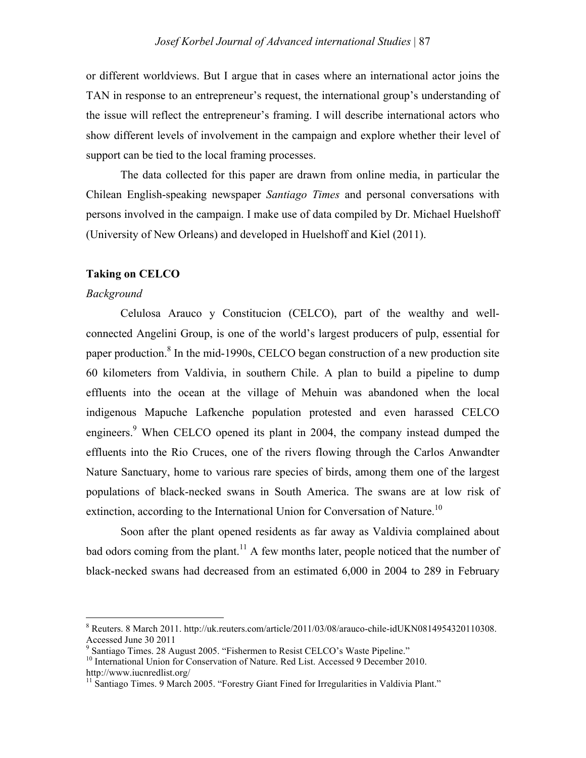or different worldviews. But I argue that in cases where an international actor joins the TAN in response to an entrepreneur's request, the international group's understanding of the issue will reflect the entrepreneur's framing. I will describe international actors who show different levels of involvement in the campaign and explore whether their level of support can be tied to the local framing processes.

The data collected for this paper are drawn from online media, in particular the Chilean English-speaking newspaper *Santiago Times* and personal conversations with persons involved in the campaign. I make use of data compiled by Dr. Michael Huelshoff (University of New Orleans) and developed in Huelshoff and Kiel (2011).

**Taking on CELCO**

*Background*

Celulosa Arauco y Constitucion (CELCO), part of the wealthy and well-connected Angelini Group, is one of the world's largest producers of pulp, essential for paper production.[8] In the mid-1990s, CELCO began construction of a new production site 60 kilometers from Valdivia, in southern Chile. A plan to build a pipeline to dump effluents into the ocean at the village of Mehuin was abandoned when the local indigenous Mapuche Lafkenche population protested and even harassed CELCO engineers.[9] When CELCO opened its plant in 2004, the company instead dumped the effluents into the Rio Cruces, one of the rivers flowing through the Carlos Anwandter Nature Sanctuary, home to various rare species of birds, among them one of the largest populations of black-necked swans in South America. The swans are at low risk of extinction, according to the International Union for Conversation of Nature.[10]

Soon after the plant opened residents as far away as Valdivia complained about bad odors coming from the plant.[11] A few months later, people noticed that the number of black-necked swans had decreased from an estimated 6,000 in 2004 to 289 in February

---

[8] Reuters. 8 March 2011. http://uk.reuters.com/article/2011/03/08/arauco-chile-idUKN0814954320110308. Accessed June 30 2011

[9] Santiago Times. 28 August 2005. "Fishermen to Resist CELCO's Waste Pipeline."

[10] International Union for Conservation of Nature. Red List. Accessed 9 December 2010. http://www.iucnredlist.org/

[11] Santiago Times. 9 March 2005. "Forestry Giant Fined for Irregularities in Valdivia Plant."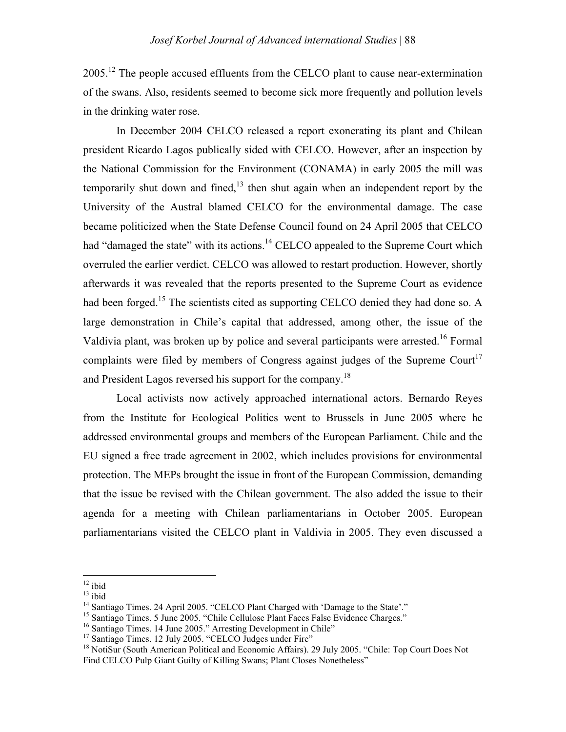2005.[12] The people accused effluents from the CELCO plant to cause near-extermination of the swans. Also, residents seemed to become sick more frequently and pollution levels in the drinking water rose.

In December 2004 CELCO released a report exonerating its plant and Chilean president Ricardo Lagos publically sided with CELCO. However, after an inspection by the National Commission for the Environment (CONAMA) in early 2005 the mill was temporarily shut down and fined,[13] then shut again when an independent report by the University of the Austral blamed CELCO for the environmental damage. The case became politicized when the State Defense Council found on 24 April 2005 that CELCO had "damaged the state" with its actions.[14] CELCO appealed to the Supreme Court which overruled the earlier verdict. CELCO was allowed to restart production. However, shortly afterwards it was revealed that the reports presented to the Supreme Court as evidence had been forged.[15] The scientists cited as supporting CELCO denied they had done so. A large demonstration in Chile's capital that addressed, among other, the issue of the Valdivia plant, was broken up by police and several participants were arrested.[16] Formal complaints were filed by members of Congress against judges of the Supreme Court[17] and President Lagos reversed his support for the company.[18]

Local activists now actively approached international actors. Bernardo Reyes from the Institute for Ecological Politics went to Brussels in June 2005 where he addressed environmental groups and members of the European Parliament. Chile and the EU signed a free trade agreement in 2002, which includes provisions for environmental protection. The MEPs brought the issue in front of the European Commission, demanding that the issue be revised with the Chilean government. The also added the issue to their agenda for a meeting with Chilean parliamentarians in October 2005. European parliamentarians visited the CELCO plant in Valdivia in 2005. They even discussed a

---

[12] ibid

[13] ibid

[14] Santiago Times. 24 April 2005. "CELCO Plant Charged with 'Damage to the State'."

[15] Santiago Times. 5 June 2005. "Chile Cellulose Plant Faces False Evidence Charges."

[16] Santiago Times. 14 June 2005." Arresting Development in Chile"

[17] Santiago Times. 12 July 2005. "CELCO Judges under Fire"

[18] NotiSur (South American Political and Economic Affairs). 29 July 2005. "Chile: Top Court Does Not Find CELCO Pulp Giant Guilty of Killing Swans; Plant Closes Nonetheless"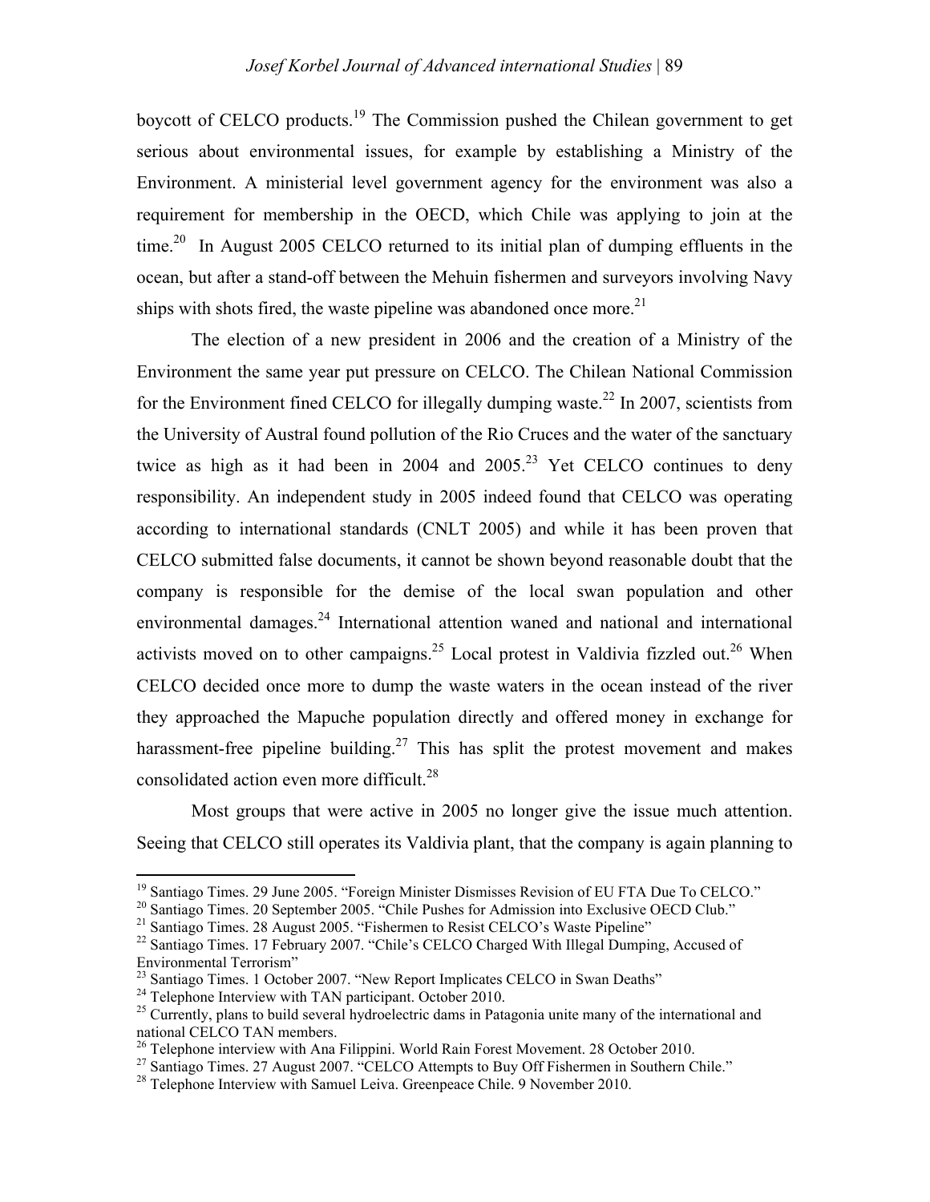boycott of CELCO products.[19] The Commission pushed the Chilean government to get serious about environmental issues, for example by establishing a Ministry of the Environment. A ministerial level government agency for the environment was also a requirement for membership in the OECD, which Chile was applying to join at the time.[20] In August 2005 CELCO returned to its initial plan of dumping effluents in the ocean, but after a stand-off between the Mehuin fishermen and surveyors involving Navy ships with shots fired, the waste pipeline was abandoned once more.[21]

The election of a new president in 2006 and the creation of a Ministry of the Environment the same year put pressure on CELCO. The Chilean National Commission for the Environment fined CELCO for illegally dumping waste.[22] In 2007, scientists from the University of Austral found pollution of the Rio Cruces and the water of the sanctuary twice as high as it had been in 2004 and 2005.[23] Yet CELCO continues to deny responsibility. An independent study in 2005 indeed found that CELCO was operating according to international standards (CNLT 2005) and while it has been proven that CELCO submitted false documents, it cannot be shown beyond reasonable doubt that the company is responsible for the demise of the local swan population and other environmental damages.[24] International attention waned and national and international activists moved on to other campaigns.[25] Local protest in Valdivia fizzled out.[26] When CELCO decided once more to dump the waste waters in the ocean instead of the river they approached the Mapuche population directly and offered money in exchange for harassment-free pipeline building.[27] This has split the protest movement and makes consolidated action even more difficult.[28]

Most groups that were active in 2005 no longer give the issue much attention. Seeing that CELCO still operates its Valdivia plant, that the company is again planning to

---

[19] Santiago Times. 29 June 2005. "Foreign Minister Dismisses Revision of EU FTA Due To CELCO."

[20] Santiago Times. 20 September 2005. "Chile Pushes for Admission into Exclusive OECD Club."

[21] Santiago Times. 28 August 2005. "Fishermen to Resist CELCO's Waste Pipeline"

[22] Santiago Times. 17 February 2007. "Chile's CELCO Charged With Illegal Dumping, Accused of Environmental Terrorism"

[23] Santiago Times. 1 October 2007. "New Report Implicates CELCO in Swan Deaths"

[24] Telephone Interview with TAN participant. October 2010.

[25] Currently, plans to build several hydroelectric dams in Patagonia unite many of the international and national CELCO TAN members.

[26] Telephone interview with Ana Filippini. World Rain Forest Movement. 28 October 2010.

[27] Santiago Times. 27 August 2007. "CELCO Attempts to Buy Off Fishermen in Southern Chile."

[28] Telephone Interview with Samuel Leiva. Greenpeace Chile. 9 November 2010.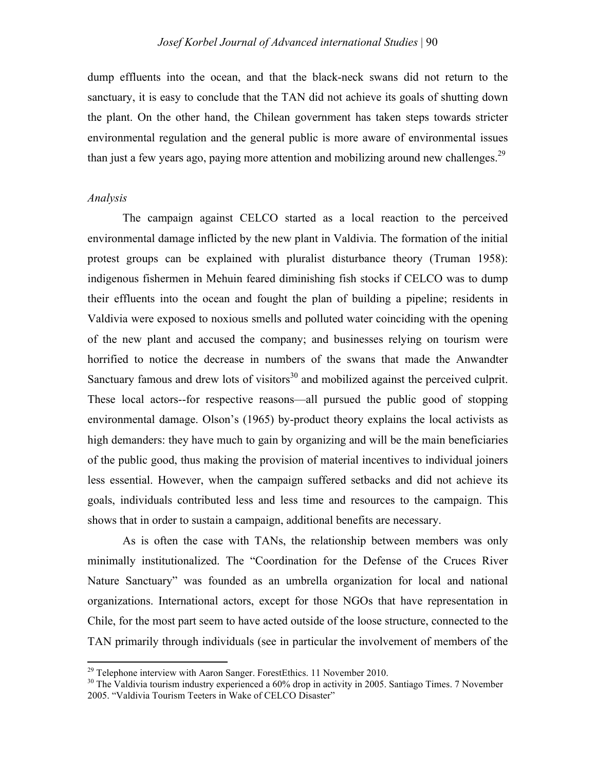dump effluents into the ocean, and that the black-neck swans did not return to the sanctuary, it is easy to conclude that the TAN did not achieve its goals of shutting down the plant. On the other hand, the Chilean government has taken steps towards stricter environmental regulation and the general public is more aware of environmental issues than just a few years ago, paying more attention and mobilizing around new challenges.[29]

*Analysis*

The campaign against CELCO started as a local reaction to the perceived environmental damage inflicted by the new plant in Valdivia. The formation of the initial protest groups can be explained with pluralist disturbance theory (Truman 1958): indigenous fishermen in Mehuin feared diminishing fish stocks if CELCO was to dump their effluents into the ocean and fought the plan of building a pipeline; residents in Valdivia were exposed to noxious smells and polluted water coinciding with the opening of the new plant and accused the company; and businesses relying on tourism were horrified to notice the decrease in numbers of the swans that made the Anwandter Sanctuary famous and drew lots of visitors[30] and mobilized against the perceived culprit. These local actors--for respective reasons—all pursued the public good of stopping environmental damage. Olson's (1965) by-product theory explains the local activists as high demanders: they have much to gain by organizing and will be the main beneficiaries of the public good, thus making the provision of material incentives to individual joiners less essential. However, when the campaign suffered setbacks and did not achieve its goals, individuals contributed less and less time and resources to the campaign. This shows that in order to sustain a campaign, additional benefits are necessary.

As is often the case with TANs, the relationship between members was only minimally institutionalized. The "Coordination for the Defense of the Cruces River Nature Sanctuary" was founded as an umbrella organization for local and national organizations. International actors, except for those NGOs that have representation in Chile, for the most part seem to have acted outside of the loose structure, connected to the TAN primarily through individuals (see in particular the involvement of members of the

---

[29] Telephone interview with Aaron Sanger. ForestEthics. 11 November 2010.

[30] The Valdivia tourism industry experienced a 60% drop in activity in 2005. Santiago Times. 7 November 2005. "Valdivia Tourism Teeters in Wake of CELCO Disaster"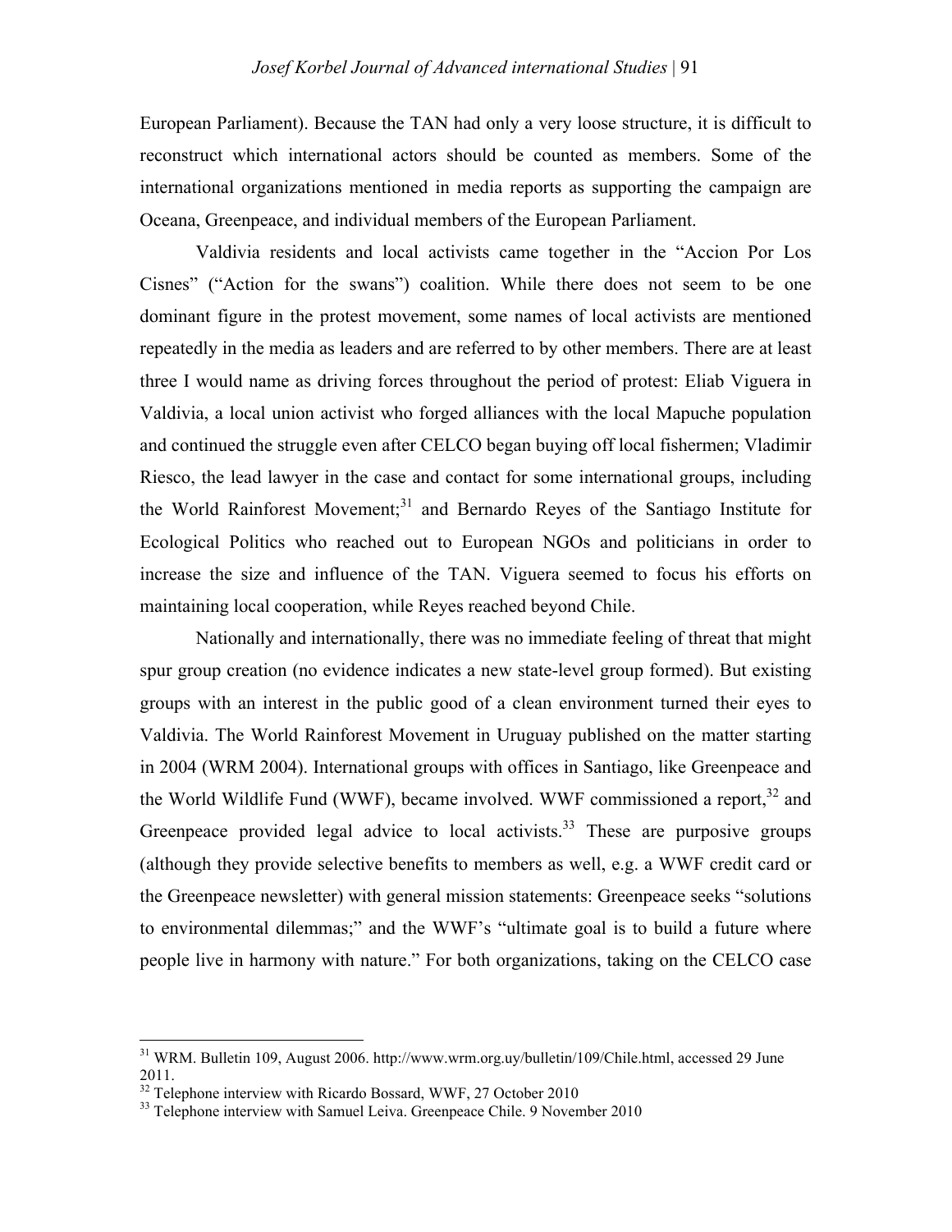European Parliament). Because the TAN had only a very loose structure, it is difficult to reconstruct which international actors should be counted as members. Some of the international organizations mentioned in media reports as supporting the campaign are Oceana, Greenpeace, and individual members of the European Parliament.

Valdivia residents and local activists came together in the "Accion Por Los Cisnes" ("Action for the swans") coalition. While there does not seem to be one dominant figure in the protest movement, some names of local activists are mentioned repeatedly in the media as leaders and are referred to by other members. There are at least three I would name as driving forces throughout the period of protest: Eliab Viguera in Valdivia, a local union activist who forged alliances with the local Mapuche population and continued the struggle even after CELCO began buying off local fishermen; Vladimir Riesco, the lead lawyer in the case and contact for some international groups, including the World Rainforest Movement;[31] and Bernardo Reyes of the Santiago Institute for Ecological Politics who reached out to European NGOs and politicians in order to increase the size and influence of the TAN. Viguera seemed to focus his efforts on maintaining local cooperation, while Reyes reached beyond Chile.

Nationally and internationally, there was no immediate feeling of threat that might spur group creation (no evidence indicates a new state-level group formed). But existing groups with an interest in the public good of a clean environment turned their eyes to Valdivia. The World Rainforest Movement in Uruguay published on the matter starting in 2004 (WRM 2004). International groups with offices in Santiago, like Greenpeace and the World Wildlife Fund (WWF), became involved. WWF commissioned a report,[32] and Greenpeace provided legal advice to local activists.[33] These are purposive groups (although they provide selective benefits to members as well, e.g. a WWF credit card or the Greenpeace newsletter) with general mission statements: Greenpeace seeks "solutions to environmental dilemmas;" and the WWF's "ultimate goal is to build a future where people live in harmony with nature." For both organizations, taking on the CELCO case

---

[31] WRM. Bulletin 109, August 2006. http://www.wrm.org.uy/bulletin/109/Chile.html, accessed 29 June 2011.

[32] Telephone interview with Ricardo Bossard, WWF, 27 October 2010

[33] Telephone interview with Samuel Leiva. Greenpeace Chile. 9 November 2010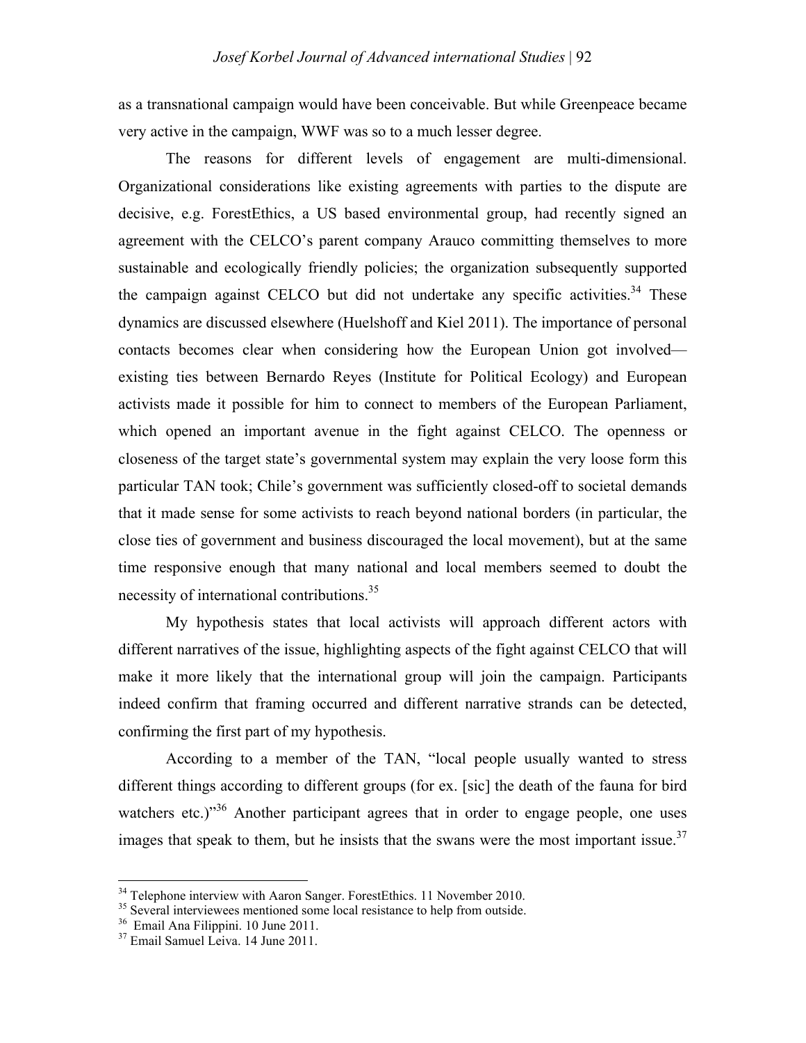as a transnational campaign would have been conceivable. But while Greenpeace became very active in the campaign, WWF was so to a much lesser degree.

The reasons for different levels of engagement are multi-dimensional. Organizational considerations like existing agreements with parties to the dispute are decisive, e.g. ForestEthics, a US based environmental group, had recently signed an agreement with the CELCO's parent company Arauco committing themselves to more sustainable and ecologically friendly policies; the organization subsequently supported the campaign against CELCO but did not undertake any specific activities.[34] These dynamics are discussed elsewhere (Huelshoff and Kiel 2011). The importance of personal contacts becomes clear when considering how the European Union got involved—existing ties between Bernardo Reyes (Institute for Political Ecology) and European activists made it possible for him to connect to members of the European Parliament, which opened an important avenue in the fight against CELCO. The openness or closeness of the target state's governmental system may explain the very loose form this particular TAN took; Chile's government was sufficiently closed-off to societal demands that it made sense for some activists to reach beyond national borders (in particular, the close ties of government and business discouraged the local movement), but at the same time responsive enough that many national and local members seemed to doubt the necessity of international contributions.[35]

My hypothesis states that local activists will approach different actors with different narratives of the issue, highlighting aspects of the fight against CELCO that will make it more likely that the international group will join the campaign. Participants indeed confirm that framing occurred and different narrative strands can be detected, confirming the first part of my hypothesis.

According to a member of the TAN, "local people usually wanted to stress different things according to different groups (for ex. [sic] the death of the fauna for bird watchers etc.)"[36] Another participant agrees that in order to engage people, one uses images that speak to them, but he insists that the swans were the most important issue.[37]

---

[34] Telephone interview with Aaron Sanger. ForestEthics. 11 November 2010.

[35] Several interviewees mentioned some local resistance to help from outside.

[36] Email Ana Filippini. 10 June 2011.

[37] Email Samuel Leiva. 14 June 2011.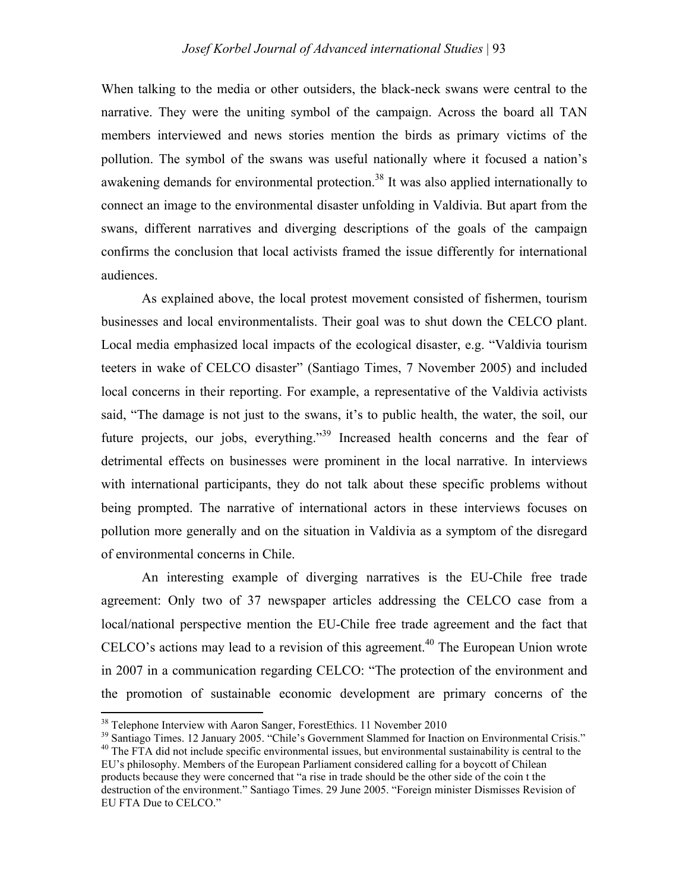When talking to the media or other outsiders, the black-neck swans were central to the narrative. They were the uniting symbol of the campaign. Across the board all TAN members interviewed and news stories mention the birds as primary victims of the pollution. The symbol of the swans was useful nationally where it focused a nation's awakening demands for environmental protection.[38] It was also applied internationally to connect an image to the environmental disaster unfolding in Valdivia. But apart from the swans, different narratives and diverging descriptions of the goals of the campaign confirms the conclusion that local activists framed the issue differently for international audiences.

As explained above, the local protest movement consisted of fishermen, tourism businesses and local environmentalists. Their goal was to shut down the CELCO plant. Local media emphasized local impacts of the ecological disaster, e.g. "Valdivia tourism teeters in wake of CELCO disaster" (Santiago Times, 7 November 2005) and included local concerns in their reporting. For example, a representative of the Valdivia activists said, "The damage is not just to the swans, it's to public health, the water, the soil, our future projects, our jobs, everything."[39] Increased health concerns and the fear of detrimental effects on businesses were prominent in the local narrative. In interviews with international participants, they do not talk about these specific problems without being prompted. The narrative of international actors in these interviews focuses on pollution more generally and on the situation in Valdivia as a symptom of the disregard of environmental concerns in Chile.

An interesting example of diverging narratives is the EU-Chile free trade agreement: Only two of 37 newspaper articles addressing the CELCO case from a local/national perspective mention the EU-Chile free trade agreement and the fact that CELCO's actions may lead to a revision of this agreement.[40] The European Union wrote in 2007 in a communication regarding CELCO: "The protection of the environment and the promotion of sustainable economic development are primary concerns of the

---

[38] Telephone Interview with Aaron Sanger, ForestEthics. 11 November 2010

[39] Santiago Times. 12 January 2005. "Chile's Government Slammed for Inaction on Environmental Crisis."

[40] The FTA did not include specific environmental issues, but environmental sustainability is central to the EU's philosophy. Members of the European Parliament considered calling for a boycott of Chilean products because they were concerned that "a rise in trade should be the other side of the coin t the destruction of the environment." Santiago Times. 29 June 2005. "Foreign minister Dismisses Revision of EU FTA Due to CELCO."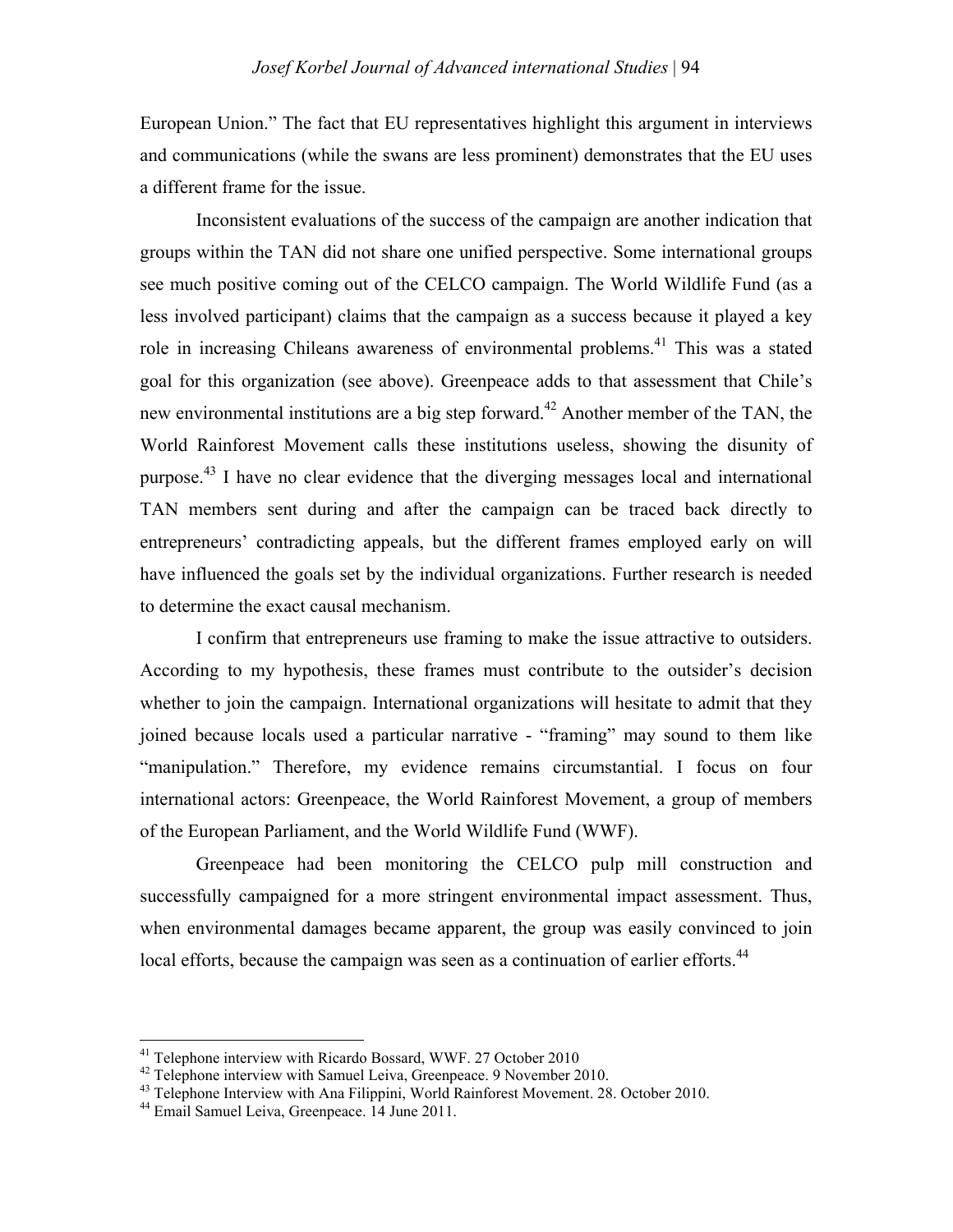European Union." The fact that EU representatives highlight this argument in interviews and communications (while the swans are less prominent) demonstrates that the EU uses a different frame for the issue.

Inconsistent evaluations of the success of the campaign are another indication that groups within the TAN did not share one unified perspective. Some international groups see much positive coming out of the CELCO campaign. The World Wildlife Fund (as a less involved participant) claims that the campaign as a success because it played a key role in increasing Chileans awareness of environmental problems.[41] This was a stated goal for this organization (see above). Greenpeace adds to that assessment that Chile's new environmental institutions are a big step forward.[42] Another member of the TAN, the World Rainforest Movement calls these institutions useless, showing the disunity of purpose.[43] I have no clear evidence that the diverging messages local and international TAN members sent during and after the campaign can be traced back directly to entrepreneurs' contradicting appeals, but the different frames employed early on will have influenced the goals set by the individual organizations. Further research is needed to determine the exact causal mechanism.

I confirm that entrepreneurs use framing to make the issue attractive to outsiders. According to my hypothesis, these frames must contribute to the outsider's decision whether to join the campaign. International organizations will hesitate to admit that they joined because locals used a particular narrative - "framing" may sound to them like "manipulation." Therefore, my evidence remains circumstantial. I focus on four international actors: Greenpeace, the World Rainforest Movement, a group of members of the European Parliament, and the World Wildlife Fund (WWF).

Greenpeace had been monitoring the CELCO pulp mill construction and successfully campaigned for a more stringent environmental impact assessment. Thus, when environmental damages became apparent, the group was easily convinced to join local efforts, because the campaign was seen as a continuation of earlier efforts.[44]

---

[41] Telephone interview with Ricardo Bossard, WWF. 27 October 2010

[42] Telephone interview with Samuel Leiva, Greenpeace. 9 November 2010.

[43] Telephone Interview with Ana Filippini, World Rainforest Movement. 28. October 2010.

[44] Email Samuel Leiva, Greenpeace. 14 June 2011.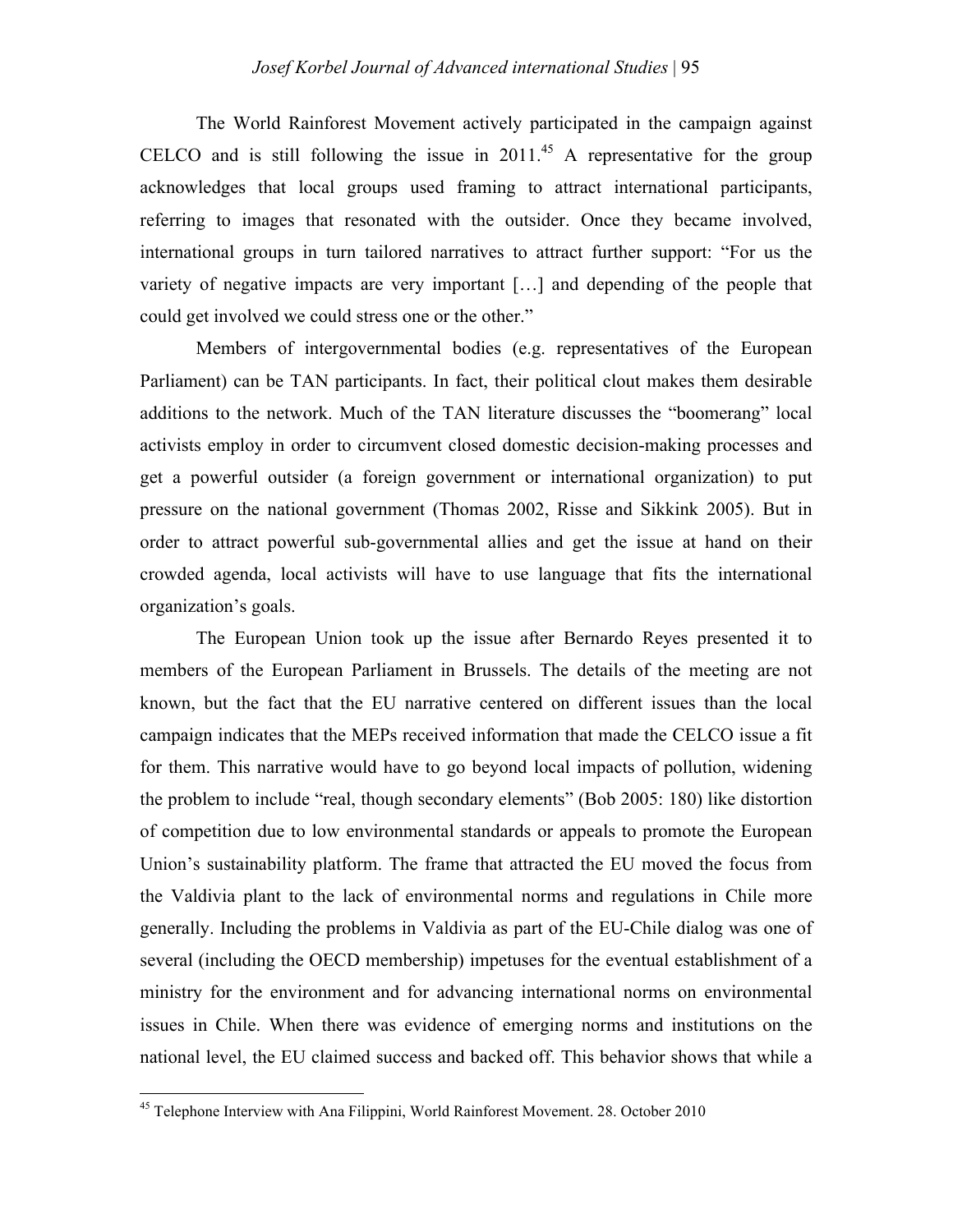The World Rainforest Movement actively participated in the campaign against CELCO and is still following the issue in 2011.[45] A representative for the group acknowledges that local groups used framing to attract international participants, referring to images that resonated with the outsider. Once they became involved, international groups in turn tailored narratives to attract further support: "For us the variety of negative impacts are very important […] and depending of the people that could get involved we could stress one or the other."

Members of intergovernmental bodies (e.g. representatives of the European Parliament) can be TAN participants. In fact, their political clout makes them desirable additions to the network. Much of the TAN literature discusses the "boomerang" local activists employ in order to circumvent closed domestic decision-making processes and get a powerful outsider (a foreign government or international organization) to put pressure on the national government (Thomas 2002, Risse and Sikkink 2005). But in order to attract powerful sub-governmental allies and get the issue at hand on their crowded agenda, local activists will have to use language that fits the international organization's goals.

The European Union took up the issue after Bernardo Reyes presented it to members of the European Parliament in Brussels. The details of the meeting are not known, but the fact that the EU narrative centered on different issues than the local campaign indicates that the MEPs received information that made the CELCO issue a fit for them. This narrative would have to go beyond local impacts of pollution, widening the problem to include "real, though secondary elements" (Bob 2005: 180) like distortion of competition due to low environmental standards or appeals to promote the European Union's sustainability platform. The frame that attracted the EU moved the focus from the Valdivia plant to the lack of environmental norms and regulations in Chile more generally. Including the problems in Valdivia as part of the EU-Chile dialog was one of several (including the OECD membership) impetuses for the eventual establishment of a ministry for the environment and for advancing international norms on environmental issues in Chile. When there was evidence of emerging norms and institutions on the national level, the EU claimed success and backed off. This behavior shows that while a

[45] Telephone Interview with Ana Filippini, World Rainforest Movement. 28. October 2010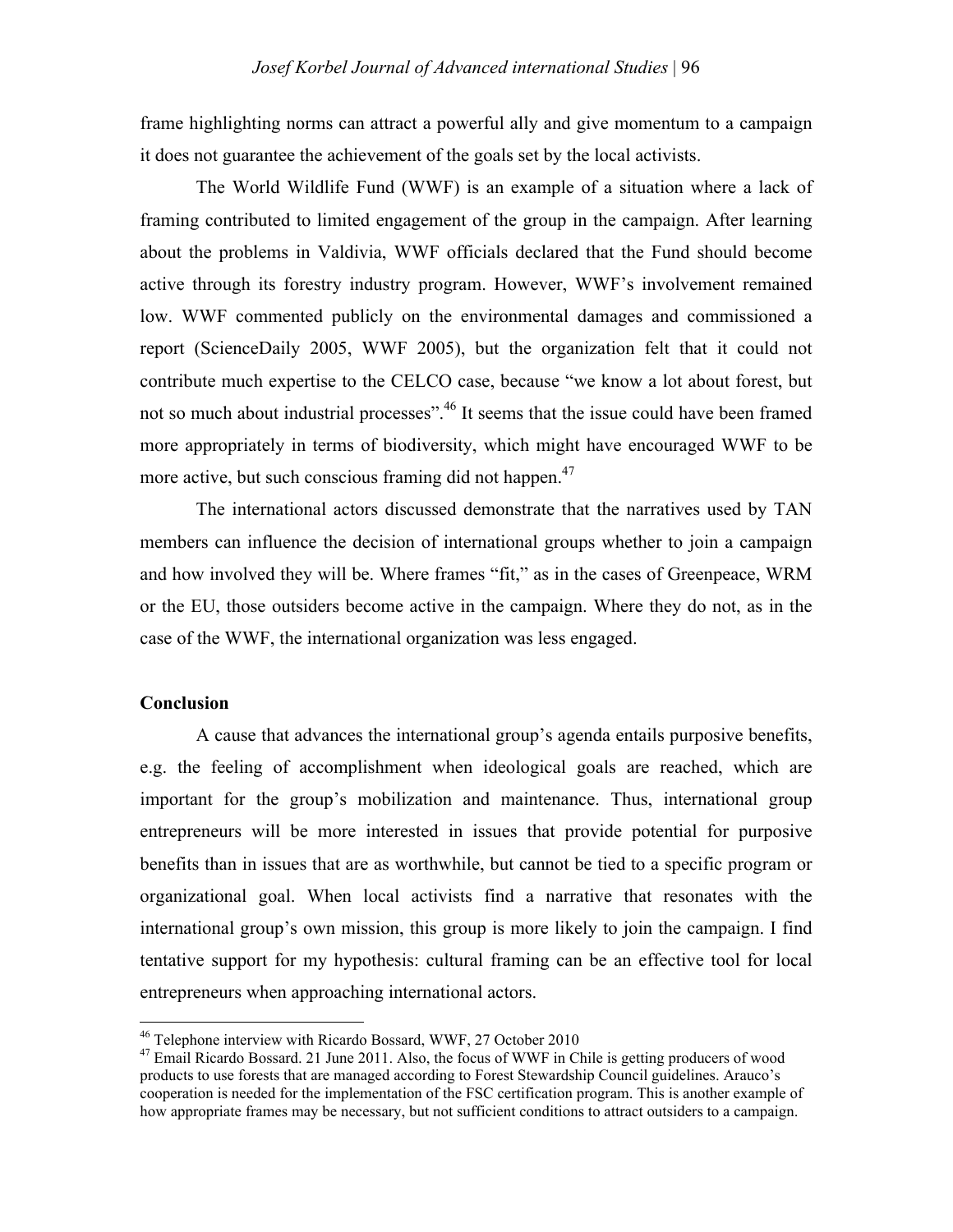frame highlighting norms can attract a powerful ally and give momentum to a campaign it does not guarantee the achievement of the goals set by the local activists.

The World Wildlife Fund (WWF) is an example of a situation where a lack of framing contributed to limited engagement of the group in the campaign. After learning about the problems in Valdivia, WWF officials declared that the Fund should become active through its forestry industry program. However, WWF's involvement remained low. WWF commented publicly on the environmental damages and commissioned a report (ScienceDaily 2005, WWF 2005), but the organization felt that it could not contribute much expertise to the CELCO case, because "we know a lot about forest, but not so much about industrial processes".[46] It seems that the issue could have been framed more appropriately in terms of biodiversity, which might have encouraged WWF to be more active, but such conscious framing did not happen.[47]

The international actors discussed demonstrate that the narratives used by TAN members can influence the decision of international groups whether to join a campaign and how involved they will be. Where frames "fit," as in the cases of Greenpeace, WRM or the EU, those outsiders become active in the campaign. Where they do not, as in the case of the WWF, the international organization was less engaged.

## Conclusion

A cause that advances the international group's agenda entails purposive benefits, e.g. the feeling of accomplishment when ideological goals are reached, which are important for the group's mobilization and maintenance. Thus, international group entrepreneurs will be more interested in issues that provide potential for purposive benefits than in issues that are as worthwhile, but cannot be tied to a specific program or organizational goal. When local activists find a narrative that resonates with the international group's own mission, this group is more likely to join the campaign. I find tentative support for my hypothesis: cultural framing can be an effective tool for local entrepreneurs when approaching international actors.

---

[46] Telephone interview with Ricardo Bossard, WWF, 27 October 2010

[47] Email Ricardo Bossard. 21 June 2011. Also, the focus of WWF in Chile is getting producers of wood products to use forests that are managed according to Forest Stewardship Council guidelines. Arauco's cooperation is needed for the implementation of the FSC certification program. This is another example of how appropriate frames may be necessary, but not sufficient conditions to attract outsiders to a campaign.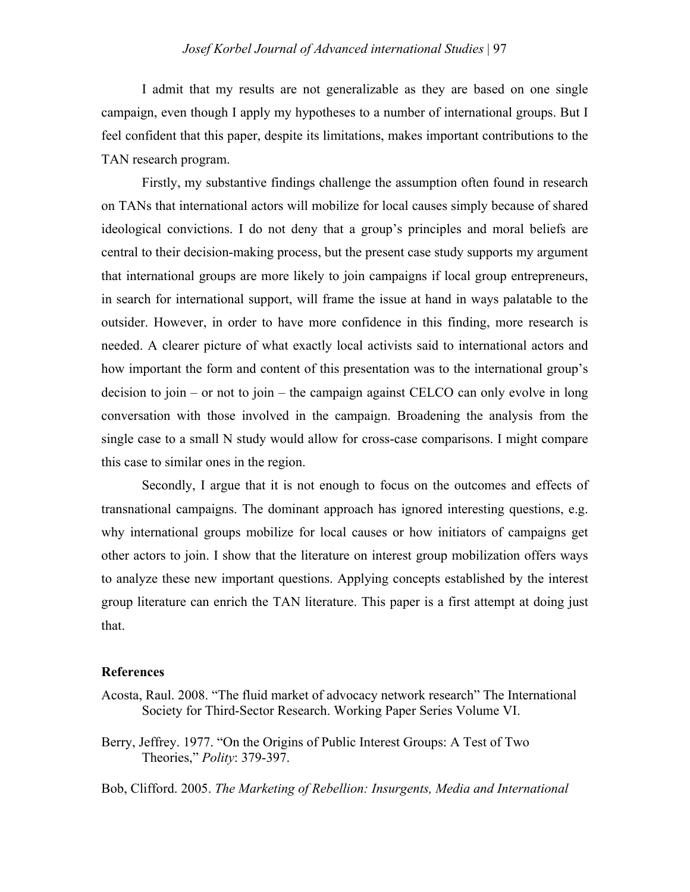I admit that my results are not generalizable as they are based on one single campaign, even though I apply my hypotheses to a number of international groups. But I feel confident that this paper, despite its limitations, makes important contributions to the TAN research program.

Firstly, my substantive findings challenge the assumption often found in research on TANs that international actors will mobilize for local causes simply because of shared ideological convictions. I do not deny that a group's principles and moral beliefs are central to their decision-making process, but the present case study supports my argument that international groups are more likely to join campaigns if local group entrepreneurs, in search for international support, will frame the issue at hand in ways palatable to the outsider. However, in order to have more confidence in this finding, more research is needed. A clearer picture of what exactly local activists said to international actors and how important the form and content of this presentation was to the international group's decision to join – or not to join – the campaign against CELCO can only evolve in long conversation with those involved in the campaign. Broadening the analysis from the single case to a small N study would allow for cross-case comparisons. I might compare this case to similar ones in the region.

Secondly, I argue that it is not enough to focus on the outcomes and effects of transnational campaigns. The dominant approach has ignored interesting questions, e.g. why international groups mobilize for local causes or how initiators of campaigns get other actors to join. I show that the literature on interest group mobilization offers ways to analyze these new important questions. Applying concepts established by the interest group literature can enrich the TAN literature. This paper is a first attempt at doing just that.

## References

Acosta, Raul. 2008. "The fluid market of advocacy network research" The International Society for Third-Sector Research. Working Paper Series Volume VI.

Berry, Jeffrey. 1977. "On the Origins of Public Interest Groups: A Test of Two Theories," *Polity*: 379-397.

Bob, Clifford. 2005. *The Marketing of Rebellion: Insurgents, Media and International*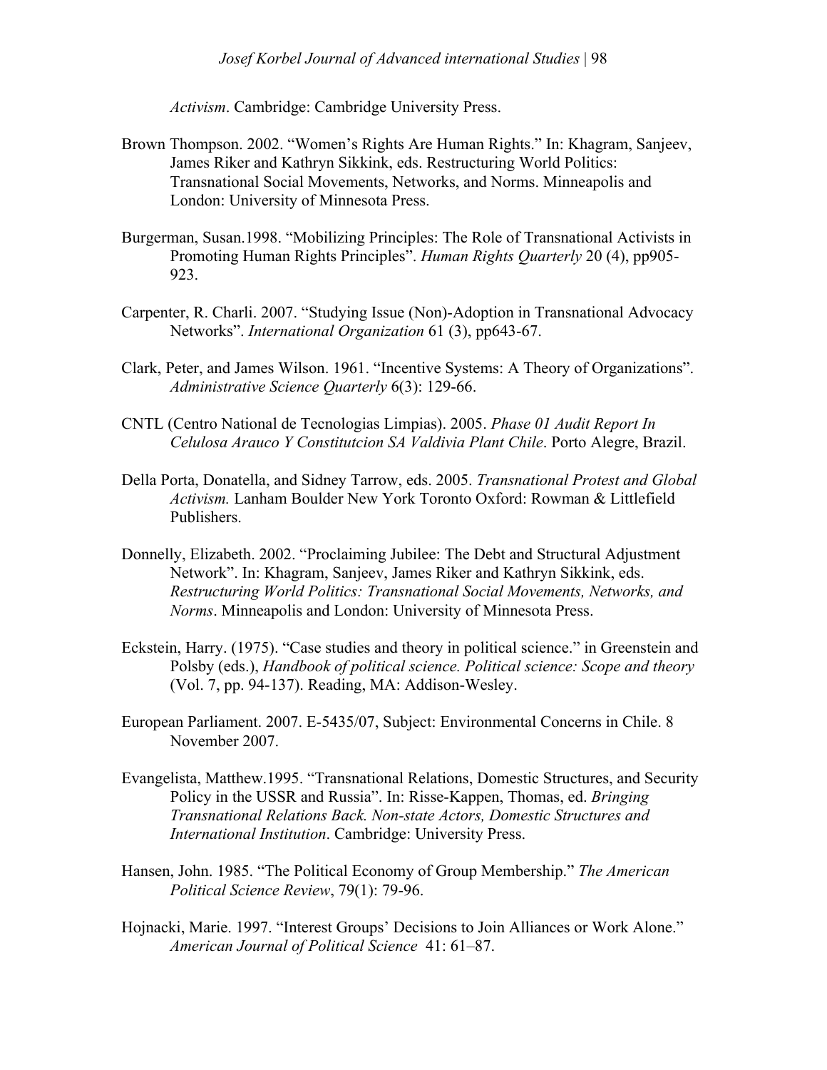*Activism*. Cambridge: Cambridge University Press.

Brown Thompson. 2002. "Women's Rights Are Human Rights." In: Khagram, Sanjeev, James Riker and Kathryn Sikkink, eds. Restructuring World Politics: Transnational Social Movements, Networks, and Norms. Minneapolis and London: University of Minnesota Press.

Burgerman, Susan.1998. "Mobilizing Principles: The Role of Transnational Activists in Promoting Human Rights Principles". *Human Rights Quarterly* 20 (4), pp905-923.

Carpenter, R. Charli. 2007. "Studying Issue (Non)-Adoption in Transnational Advocacy Networks". *International Organization* 61 (3), pp643-67.

Clark, Peter, and James Wilson. 1961. "Incentive Systems: A Theory of Organizations". *Administrative Science Quarterly* 6(3): 129-66.

CNTL (Centro National de Tecnologias Limpias). 2005. *Phase 01 Audit Report In Celulosa Arauco Y Constitutcion SA Valdivia Plant Chile*. Porto Alegre, Brazil.

Della Porta, Donatella, and Sidney Tarrow, eds. 2005. *Transnational Protest and Global Activism.* Lanham Boulder New York Toronto Oxford: Rowman & Littlefield Publishers.

Donnelly, Elizabeth. 2002. "Proclaiming Jubilee: The Debt and Structural Adjustment Network". In: Khagram, Sanjeev, James Riker and Kathryn Sikkink, eds. *Restructuring World Politics: Transnational Social Movements, Networks, and Norms*. Minneapolis and London: University of Minnesota Press.

Eckstein, Harry. (1975). "Case studies and theory in political science." in Greenstein and Polsby (eds.), *Handbook of political science. Political science: Scope and theory* (Vol. 7, pp. 94-137). Reading, MA: Addison-Wesley.

European Parliament. 2007. E-5435/07, Subject: Environmental Concerns in Chile. 8 November 2007.

Evangelista, Matthew.1995. "Transnational Relations, Domestic Structures, and Security Policy in the USSR and Russia". In: Risse-Kappen, Thomas, ed. *Bringing Transnational Relations Back. Non-state Actors, Domestic Structures and International Institution*. Cambridge: University Press.

Hansen, John. 1985. "The Political Economy of Group Membership." *The American Political Science Review*, 79(1): 79-96.

Hojnacki, Marie. 1997. "Interest Groups' Decisions to Join Alliances or Work Alone." *American Journal of Political Science* 41: 61–87.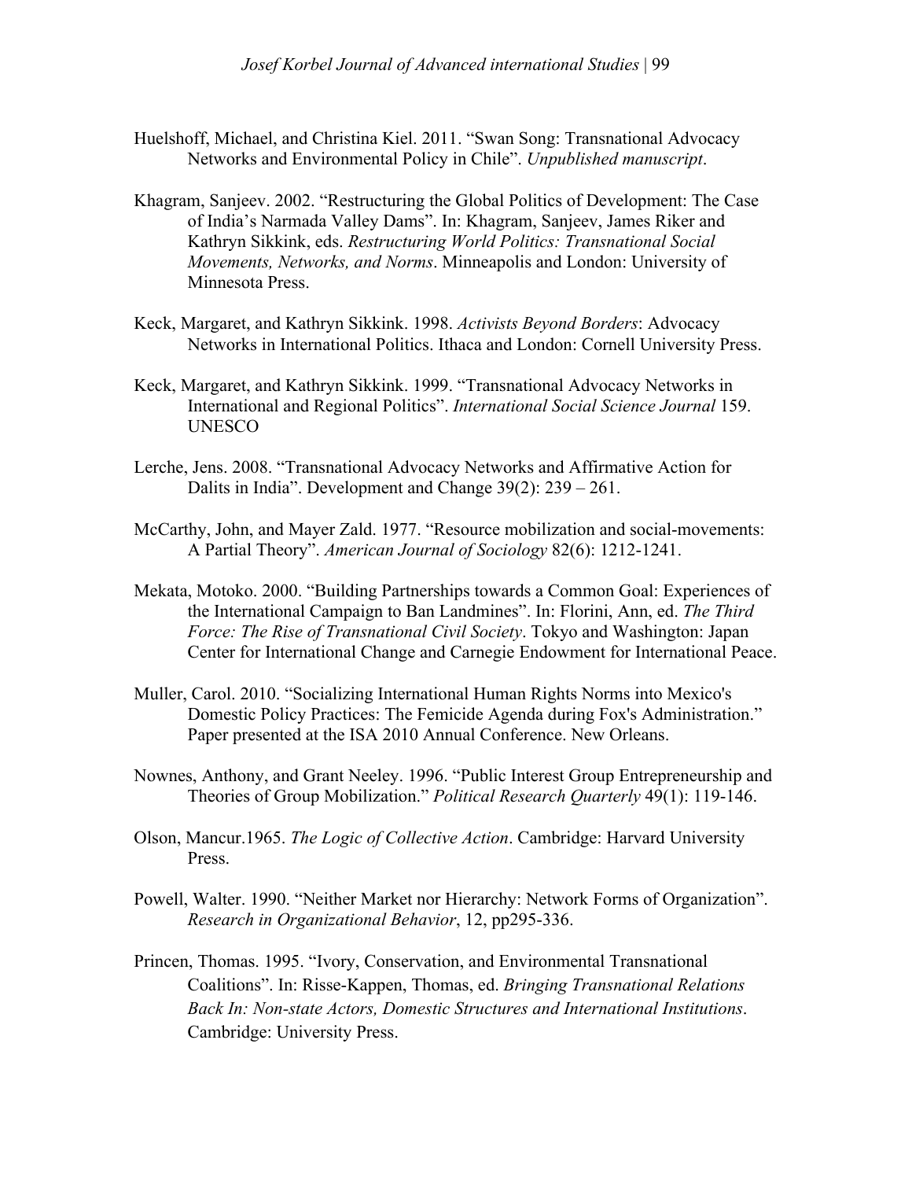Huelshoff, Michael, and Christina Kiel. 2011. "Swan Song: Transnational Advocacy Networks and Environmental Policy in Chile". *Unpublished manuscript*.

Khagram, Sanjeev. 2002. "Restructuring the Global Politics of Development: The Case of India's Narmada Valley Dams". In: Khagram, Sanjeev, James Riker and Kathryn Sikkink, eds. *Restructuring World Politics: Transnational Social Movements, Networks, and Norms*. Minneapolis and London: University of Minnesota Press.

Keck, Margaret, and Kathryn Sikkink. 1998. *Activists Beyond Borders*: Advocacy Networks in International Politics. Ithaca and London: Cornell University Press.

Keck, Margaret, and Kathryn Sikkink. 1999. "Transnational Advocacy Networks in International and Regional Politics". *International Social Science Journal* 159. UNESCO

Lerche, Jens. 2008. "Transnational Advocacy Networks and Affirmative Action for Dalits in India". Development and Change 39(2): 239 – 261.

McCarthy, John, and Mayer Zald. 1977. "Resource mobilization and social-movements: A Partial Theory". *American Journal of Sociology* 82(6): 1212-1241.

Mekata, Motoko. 2000. "Building Partnerships towards a Common Goal: Experiences of the International Campaign to Ban Landmines". In: Florini, Ann, ed. *The Third Force: The Rise of Transnational Civil Society*. Tokyo and Washington: Japan Center for International Change and Carnegie Endowment for International Peace.

Muller, Carol. 2010. "Socializing International Human Rights Norms into Mexico's Domestic Policy Practices: The Femicide Agenda during Fox's Administration." Paper presented at the ISA 2010 Annual Conference. New Orleans.

Nownes, Anthony, and Grant Neeley. 1996. "Public Interest Group Entrepreneurship and Theories of Group Mobilization." *Political Research Quarterly* 49(1): 119-146.

Olson, Mancur.1965. *The Logic of Collective Action*. Cambridge: Harvard University Press.

Powell, Walter. 1990. "Neither Market nor Hierarchy: Network Forms of Organization". *Research in Organizational Behavior*, 12, pp295-336.

Princen, Thomas. 1995. "Ivory, Conservation, and Environmental Transnational Coalitions". In: Risse-Kappen, Thomas, ed. *Bringing Transnational Relations Back In: Non-state Actors, Domestic Structures and International Institutions*. Cambridge: University Press.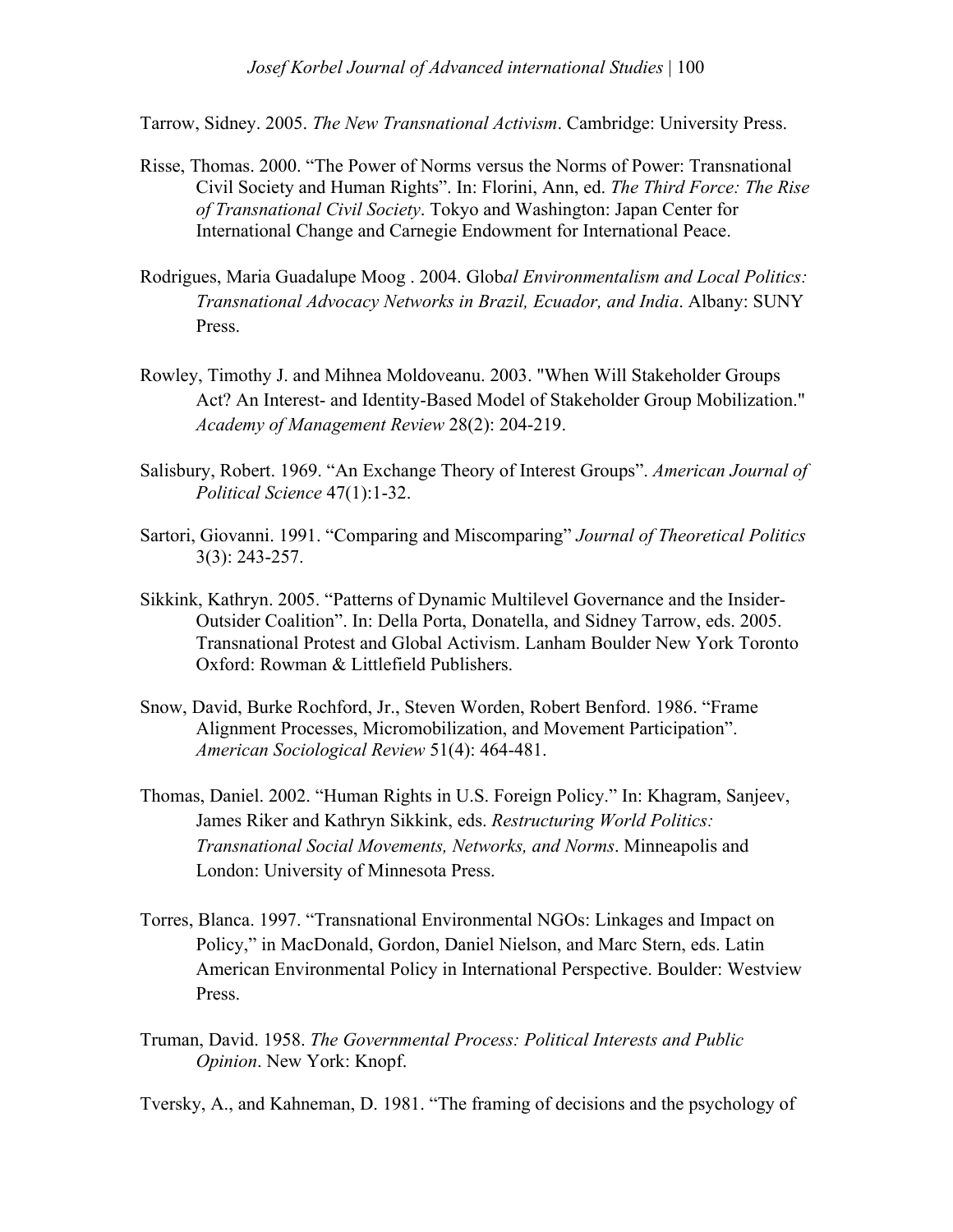Tarrow, Sidney. 2005. *The New Transnational Activism*. Cambridge: University Press.

Risse, Thomas. 2000. "The Power of Norms versus the Norms of Power: Transnational Civil Society and Human Rights". In: Florini, Ann, ed. *The Third Force: The Rise of Transnational Civil Society*. Tokyo and Washington: Japan Center for International Change and Carnegie Endowment for International Peace.

Rodrigues, Maria Guadalupe Moog . 2004. Glob*al Environmentalism and Local Politics: Transnational Advocacy Networks in Brazil, Ecuador, and India*. Albany: SUNY Press.

Rowley, Timothy J. and Mihnea Moldoveanu. 2003. "When Will Stakeholder Groups Act? An Interest- and Identity-Based Model of Stakeholder Group Mobilization." *Academy of Management Review* 28(2): 204-219.

Salisbury, Robert. 1969. "An Exchange Theory of Interest Groups". *American Journal of Political Science* 47(1):1-32.

Sartori, Giovanni. 1991. "Comparing and Miscomparing" *Journal of Theoretical Politics* 3(3): 243-257.

Sikkink, Kathryn. 2005. "Patterns of Dynamic Multilevel Governance and the Insider-Outsider Coalition". In: Della Porta, Donatella, and Sidney Tarrow, eds. 2005. Transnational Protest and Global Activism. Lanham Boulder New York Toronto Oxford: Rowman & Littlefield Publishers.

Snow, David, Burke Rochford, Jr., Steven Worden, Robert Benford. 1986. "Frame Alignment Processes, Micromobilization, and Movement Participation". *American Sociological Review* 51(4): 464-481.

Thomas, Daniel. 2002. "Human Rights in U.S. Foreign Policy." In: Khagram, Sanjeev, James Riker and Kathryn Sikkink, eds. *Restructuring World Politics: Transnational Social Movements, Networks, and Norms*. Minneapolis and London: University of Minnesota Press.

Torres, Blanca. 1997. "Transnational Environmental NGOs: Linkages and Impact on Policy," in MacDonald, Gordon, Daniel Nielson, and Marc Stern, eds. Latin American Environmental Policy in International Perspective. Boulder: Westview Press.

Truman, David. 1958. *The Governmental Process: Political Interests and Public Opinion*. New York: Knopf.

Tversky, A., and Kahneman, D. 1981. "The framing of decisions and the psychology of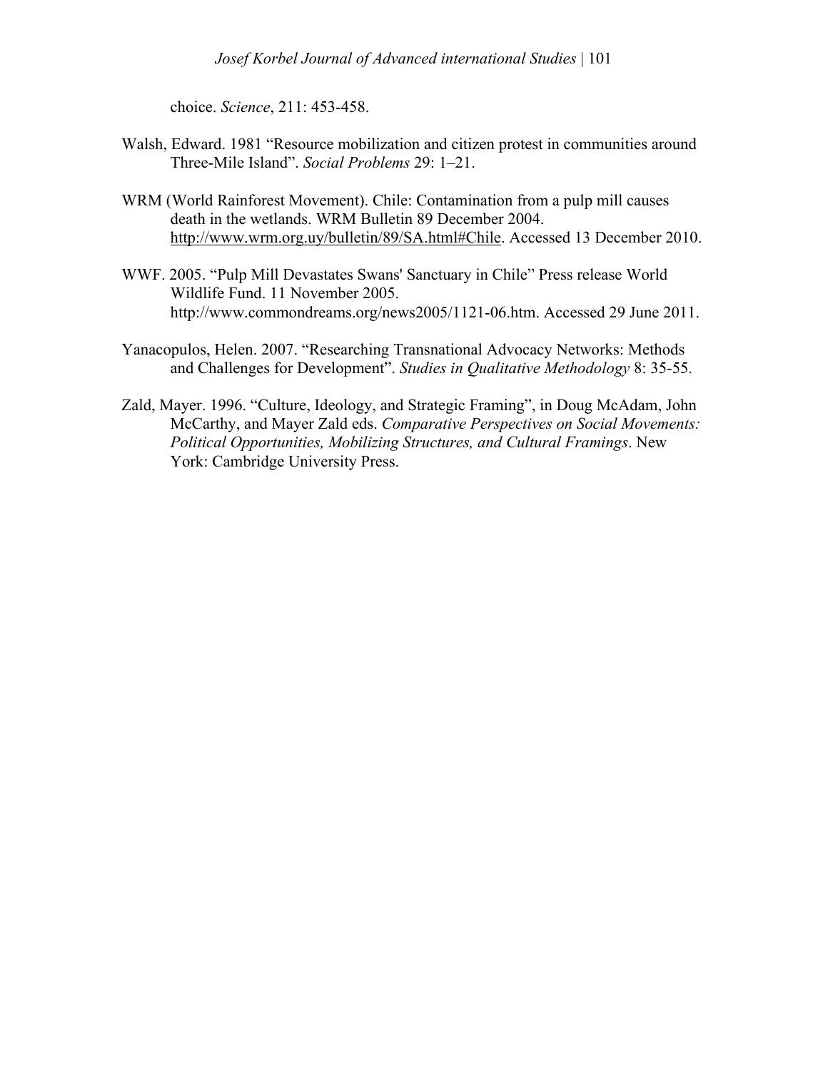choice. *Science*, 211: 453-458.

Walsh, Edward. 1981 "Resource mobilization and citizen protest in communities around Three-Mile Island". *Social Problems* 29: 1–21.

WRM (World Rainforest Movement). Chile: Contamination from a pulp mill causes death in the wetlands. WRM Bulletin 89 December 2004. http://www.wrm.org.uy/bulletin/89/SA.html#Chile. Accessed 13 December 2010.

WWF. 2005. "Pulp Mill Devastates Swans' Sanctuary in Chile" Press release World Wildlife Fund. 11 November 2005. http://www.commondreams.org/news2005/1121-06.htm. Accessed 29 June 2011.

Yanacopulos, Helen. 2007. "Researching Transnational Advocacy Networks: Methods and Challenges for Development". *Studies in Qualitative Methodology* 8: 35-55.

Zald, Mayer. 1996. "Culture, Ideology, and Strategic Framing", in Doug McAdam, John McCarthy, and Mayer Zald eds. *Comparative Perspectives on Social Movements: Political Opportunities, Mobilizing Structures, and Cultural Framings*. New York: Cambridge University Press.